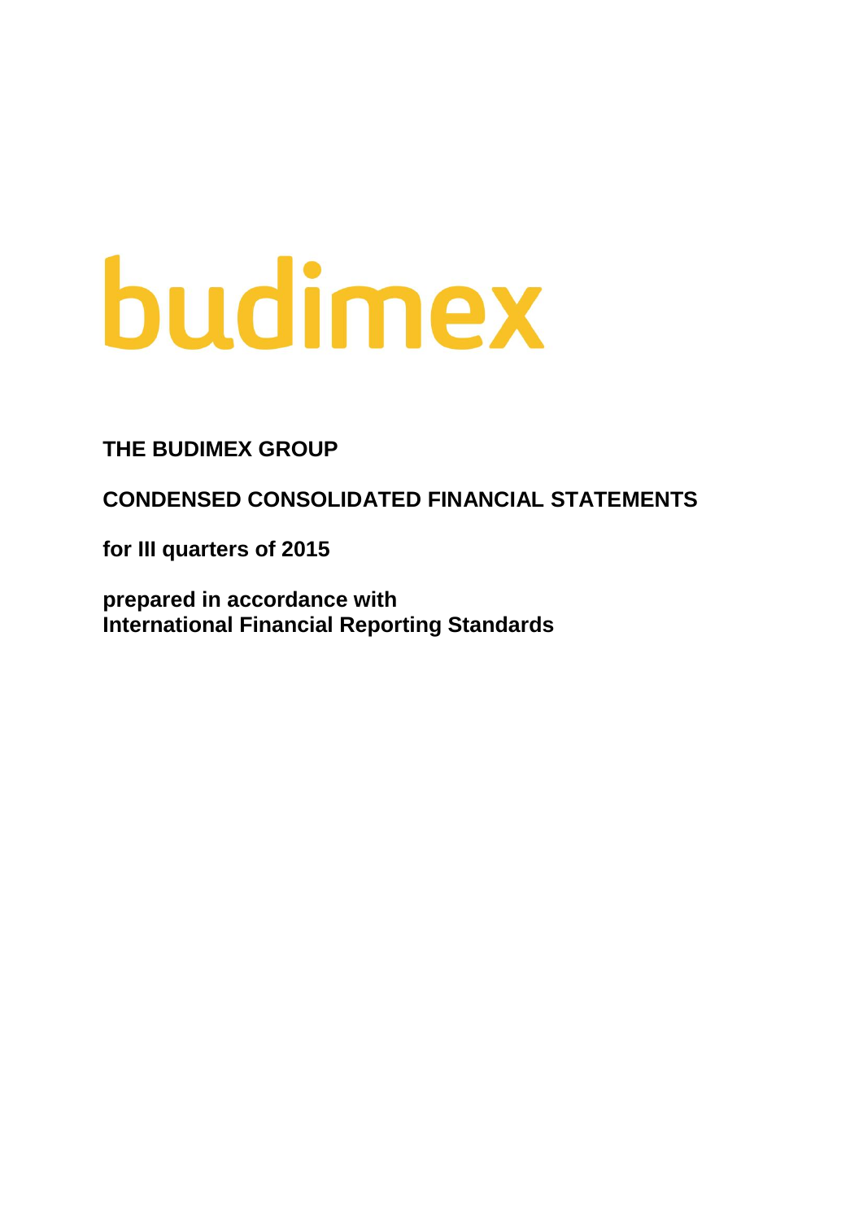budimex

# THE BUDIMEX GROUP

## CONDENSED CONSOLIDATED FINANCIAL STATEMENTS

**for III quarters of 2015**

**prepared in accordance with**
**International Financial Reporting Standards**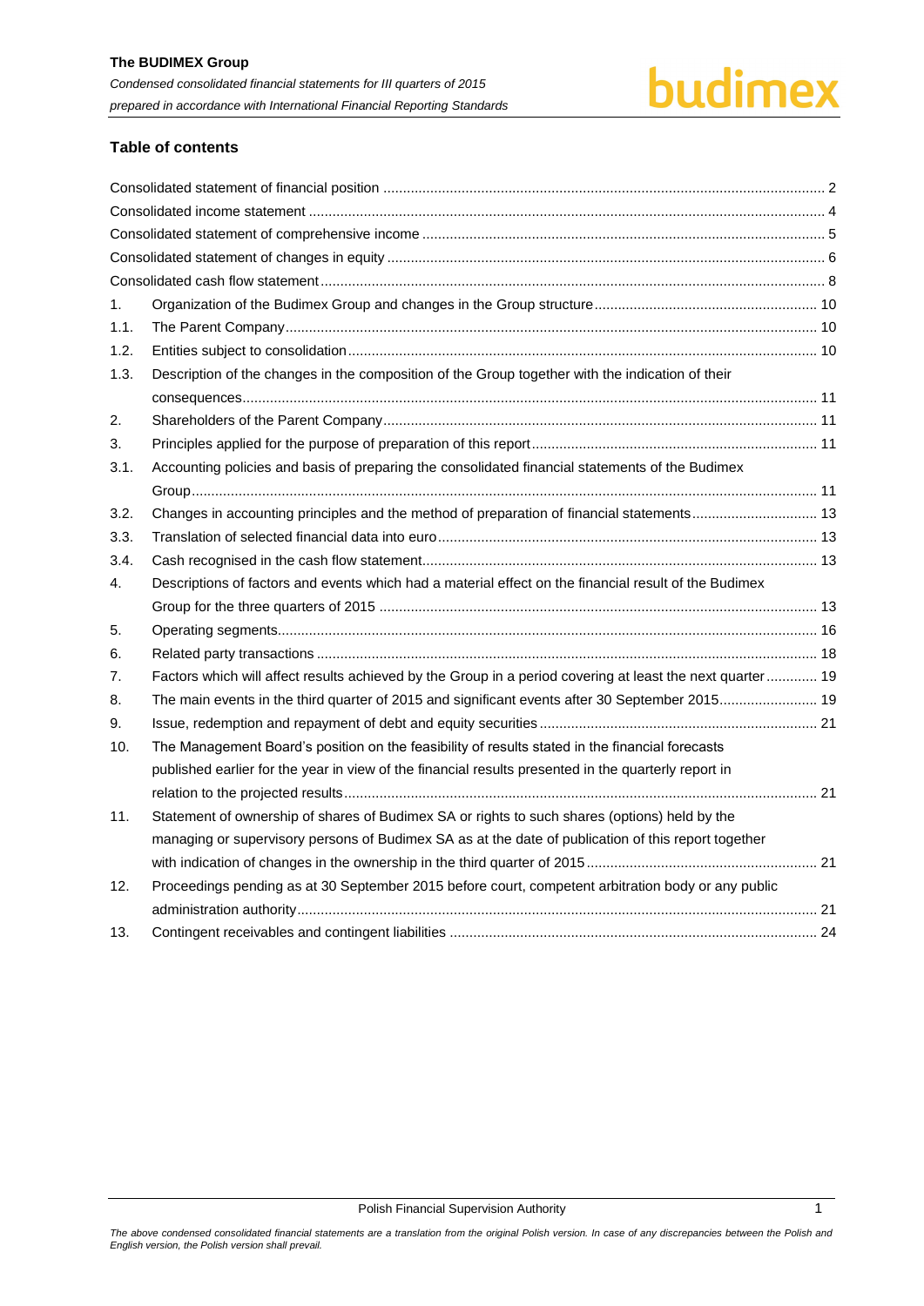## Table of contents

| | | |
|---|---|---|
| Consolidated statement of financial position | | 2 |
| Consolidated income statement | | 4 |
| Consolidated statement of comprehensive income | | 5 |
| Consolidated statement of changes in equity | | 6 |
| Consolidated cash flow statement | | 8 |
| 1. | Organization of the Budimex Group and changes in the Group structure | 10 |
| 1.1. | The Parent Company | 10 |
| 1.2. | Entities subject to consolidation | 10 |
| 1.3. | Description of the changes in the composition of the Group together with the indication of their consequences | 11 |
| 2. | Shareholders of the Parent Company | 11 |
| 3. | Principles applied for the purpose of preparation of this report | 11 |
| 3.1. | Accounting policies and basis of preparing the consolidated financial statements of the Budimex Group | 11 |
| 3.2. | Changes in accounting principles and the method of preparation of financial statements | 13 |
| 3.3. | Translation of selected financial data into euro | 13 |
| 3.4. | Cash recognised in the cash flow statement | 13 |
| 4. | Descriptions of factors and events which had a material effect on the financial result of the Budimex Group for the three quarters of 2015 | 13 |
| 5. | Operating segments | 16 |
| 6. | Related party transactions | 18 |
| 7. | Factors which will affect results achieved by the Group in a period covering at least the next quarter | 19 |
| 8. | The main events in the third quarter of 2015 and significant events after 30 September 2015 | 19 |
| 9. | Issue, redemption and repayment of debt and equity securities | 21 |
| 10. | The Management Board's position on the feasibility of results stated in the financial forecasts published earlier for the year in view of the financial results presented in the quarterly report in relation to the projected results | 21 |
| 11. | Statement of ownership of shares of Budimex SA or rights to such shares (options) held by the managing or supervisory persons of Budimex SA as at the date of publication of this report together with indication of changes in the ownership in the third quarter of 2015 | 21 |
| 12. | Proceedings pending as at 30 September 2015 before court, competent arbitration body or any public administration authority | 21 |
| 13. | Contingent receivables and contingent liabilities | 24 |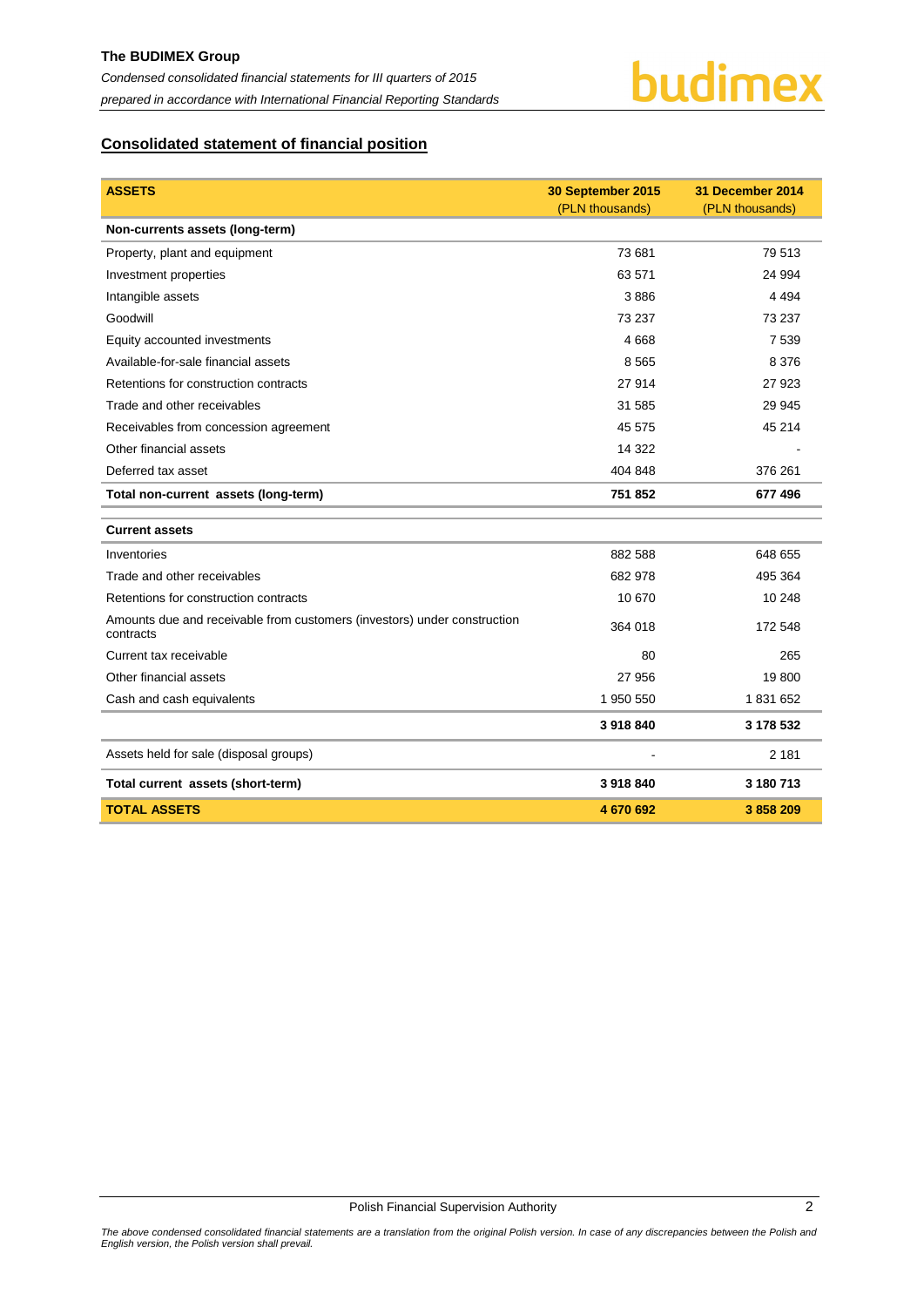## Consolidated statement of financial position

| ASSETS | 30 September 2015 (PLN thousands) | 31 December 2014 (PLN thousands) |
|---|---|---|
| **Non-currents assets (long-term)** | | |
| Property, plant and equipment | 73 681 | 79 513 |
| Investment properties | 63 571 | 24 994 |
| Intangible assets | 3 886 | 4 494 |
| Goodwill | 73 237 | 73 237 |
| Equity accounted investments | 4 668 | 7 539 |
| Available-for-sale financial assets | 8 565 | 8 376 |
| Retentions for construction contracts | 27 914 | 27 923 |
| Trade and other receivables | 31 585 | 29 945 |
| Receivables from concession agreement | 45 575 | 45 214 |
| Other financial assets | 14 322 | - |
| Deferred tax asset | 404 848 | 376 261 |
| **Total non-current assets (long-term)** | **751 852** | **677 496** |
| **Current assets** | | |
| Inventories | 882 588 | 648 655 |
| Trade and other receivables | 682 978 | 495 364 |
| Retentions for construction contracts | 10 670 | 10 248 |
| Amounts due and receivable from customers (investors) under construction contracts | 364 018 | 172 548 |
| Current tax receivable | 80 | 265 |
| Other financial assets | 27 956 | 19 800 |
| Cash and cash equivalents | 1 950 550 | 1 831 652 |
| | **3 918 840** | **3 178 532** |
| Assets held for sale (disposal groups) | - | 2 181 |
| **Total current assets (short-term)** | **3 918 840** | **3 180 713** |
| **TOTAL ASSETS** | **4 670 692** | **3 858 209** |

*The above condensed consolidated financial statements are a translation from the original Polish version. In case of any discrepancies between the Polish and English version, the Polish version shall prevail.*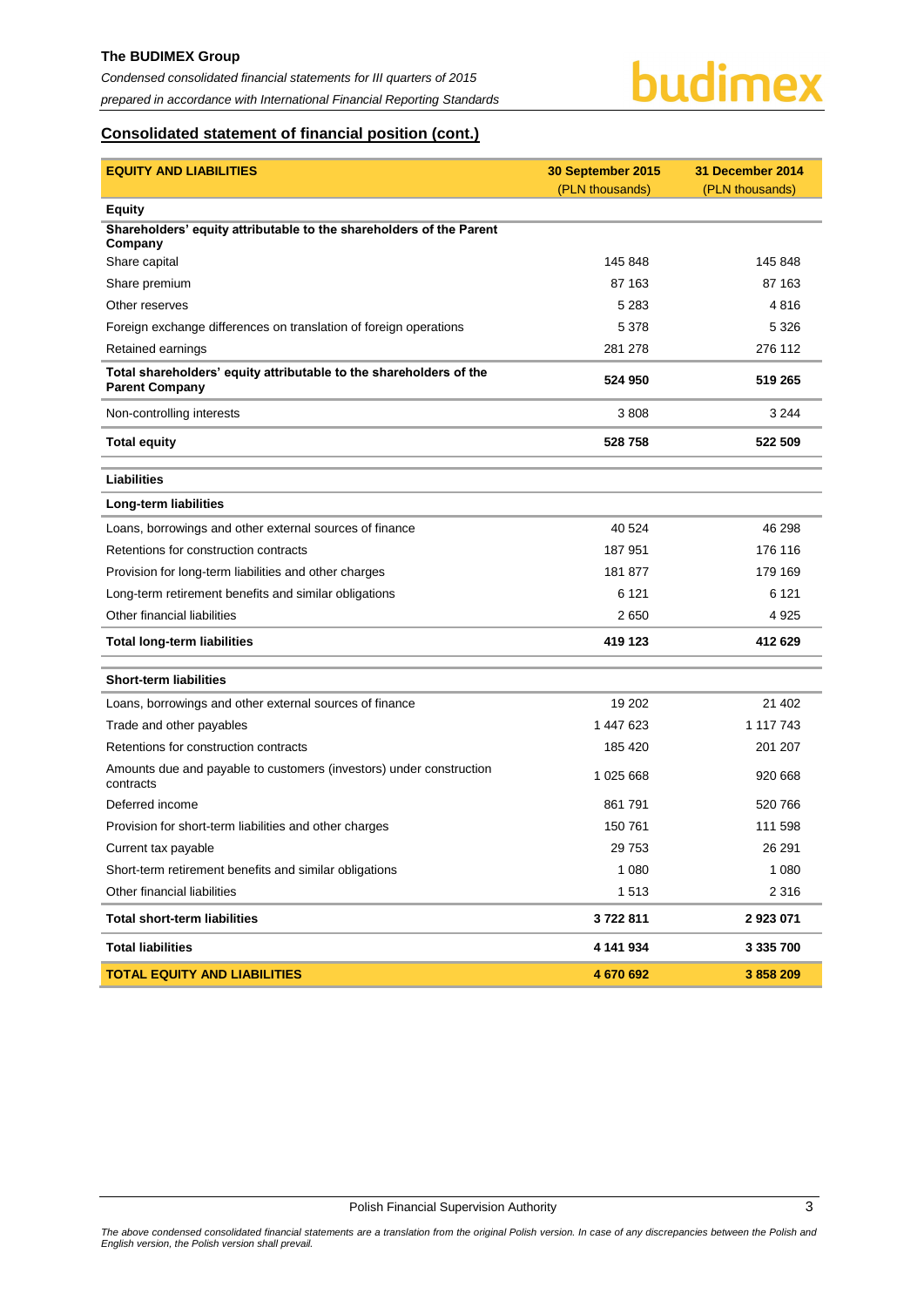## Consolidated statement of financial position (cont.)

| EQUITY AND LIABILITIES | 30 September 2015 (PLN thousands) | 31 December 2014 (PLN thousands) |
|---|---|---|
| **Equity** | | |
| **Shareholders' equity attributable to the shareholders of the Parent Company** | | |
| Share capital | 145 848 | 145 848 |
| Share premium | 87 163 | 87 163 |
| Other reserves | 5 283 | 4 816 |
| Foreign exchange differences on translation of foreign operations | 5 378 | 5 326 |
| Retained earnings | 281 278 | 276 112 |
| **Total shareholders' equity attributable to the shareholders of the Parent Company** | **524 950** | **519 265** |
| Non-controlling interests | 3 808 | 3 244 |
| **Total equity** | **528 758** | **522 509** |
| **Liabilities** | | |
| **Long-term liabilities** | | |
| Loans, borrowings and other external sources of finance | 40 524 | 46 298 |
| Retentions for construction contracts | 187 951 | 176 116 |
| Provision for long-term liabilities and other charges | 181 877 | 179 169 |
| Long-term retirement benefits and similar obligations | 6 121 | 6 121 |
| Other financial liabilities | 2 650 | 4 925 |
| **Total long-term liabilities** | **419 123** | **412 629** |
| **Short-term liabilities** | | |
| Loans, borrowings and other external sources of finance | 19 202 | 21 402 |
| Trade and other payables | 1 447 623 | 1 117 743 |
| Retentions for construction contracts | 185 420 | 201 207 |
| Amounts due and payable to customers (investors) under construction contracts | 1 025 668 | 920 668 |
| Deferred income | 861 791 | 520 766 |
| Provision for short-term liabilities and other charges | 150 761 | 111 598 |
| Current tax payable | 29 753 | 26 291 |
| Short-term retirement benefits and similar obligations | 1 080 | 1 080 |
| Other financial liabilities | 1 513 | 2 316 |
| **Total short-term liabilities** | **3 722 811** | **2 923 071** |
| **Total liabilities** | **4 141 934** | **3 335 700** |
| **TOTAL EQUITY AND LIABILITIES** | **4 670 692** | **3 858 209** |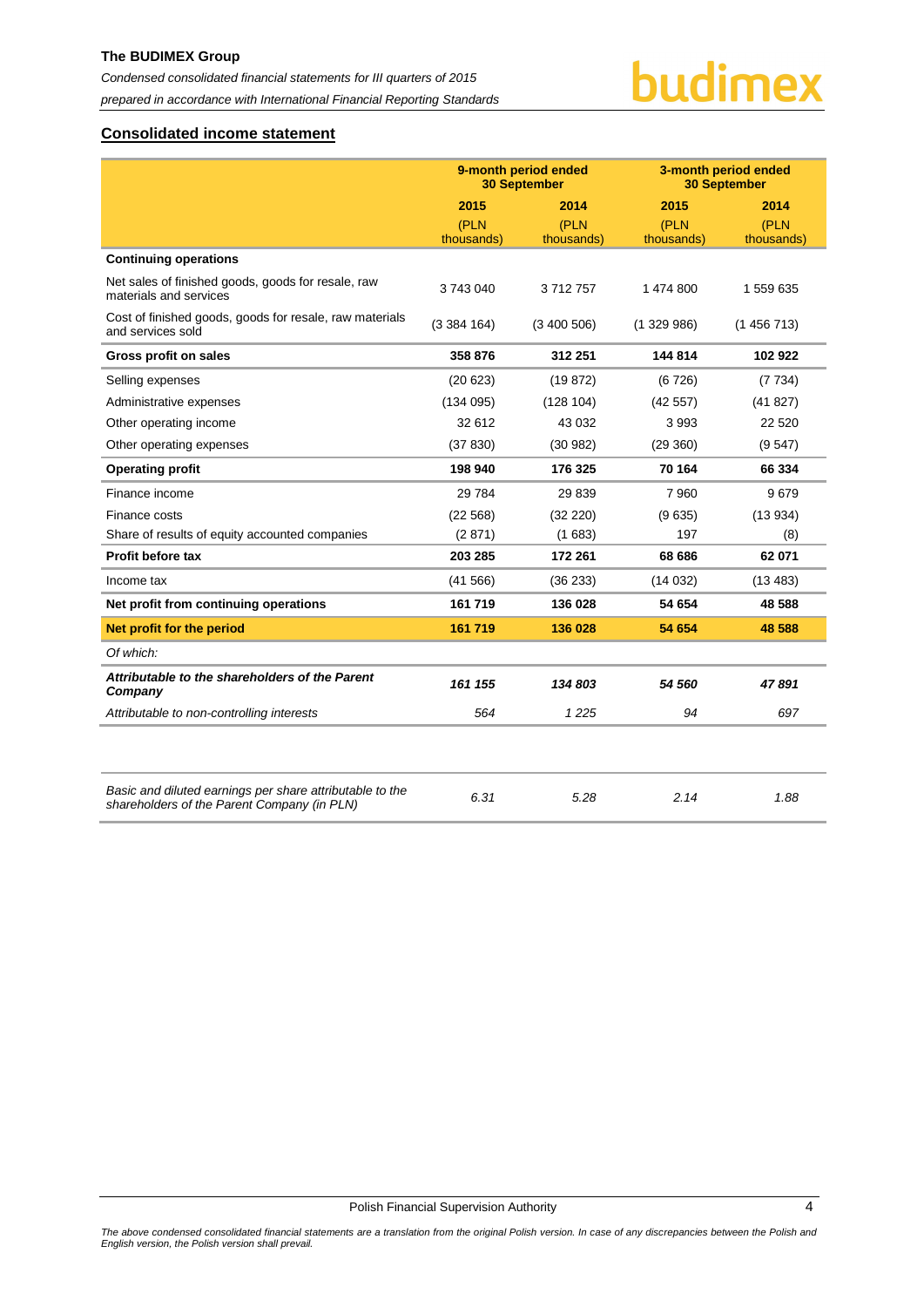## Consolidated income statement

| | 9-month period ended 30 September | | 3-month period ended 30 September | |
|---|---|---|---|---|
| | 2015 | 2014 | 2015 | 2014 |
| | (PLN thousands) | (PLN thousands) | (PLN thousands) | (PLN thousands) |
| **Continuing operations** | | | | |
| Net sales of finished goods, goods for resale, raw materials and services | 3 743 040 | 3 712 757 | 1 474 800 | 1 559 635 |
| Cost of finished goods, goods for resale, raw materials and services sold | (3 384 164) | (3 400 506) | (1 329 986) | (1 456 713) |
| **Gross profit on sales** | **358 876** | **312 251** | **144 814** | **102 922** |
| Selling expenses | (20 623) | (19 872) | (6 726) | (7 734) |
| Administrative expenses | (134 095) | (128 104) | (42 557) | (41 827) |
| Other operating income | 32 612 | 43 032 | 3 993 | 22 520 |
| Other operating expenses | (37 830) | (30 982) | (29 360) | (9 547) |
| **Operating profit** | **198 940** | **176 325** | **70 164** | **66 334** |
| Finance income | 29 784 | 29 839 | 7 960 | 9 679 |
| Finance costs | (22 568) | (32 220) | (9 635) | (13 934) |
| Share of results of equity accounted companies | (2 871) | (1 683) | 197 | (8) |
| **Profit before tax** | **203 285** | **172 261** | **68 686** | **62 071** |
| Income tax | (41 566) | (36 233) | (14 032) | (13 483) |
| **Net profit from continuing operations** | **161 719** | **136 028** | **54 654** | **48 588** |
| **Net profit for the period** | **161 719** | **136 028** | **54 654** | **48 588** |
| *Of which:* | | | | |
| ***Attributable to the shareholders of the Parent Company*** | ***161 155*** | ***134 803*** | ***54 560*** | ***47 891*** |
| *Attributable to non-controlling interests* | *564* | *1 225* | *94* | *697* |
| | | | | |
| *Basic and diluted earnings per share attributable to the shareholders of the Parent Company (in PLN)* | *6.31* | *5.28* | *2.14* | *1.88* |

Polish Financial Supervision Authority

*The above condensed consolidated financial statements are a translation from the original Polish version. In case of any discrepancies between the Polish and English version, the Polish version shall prevail.*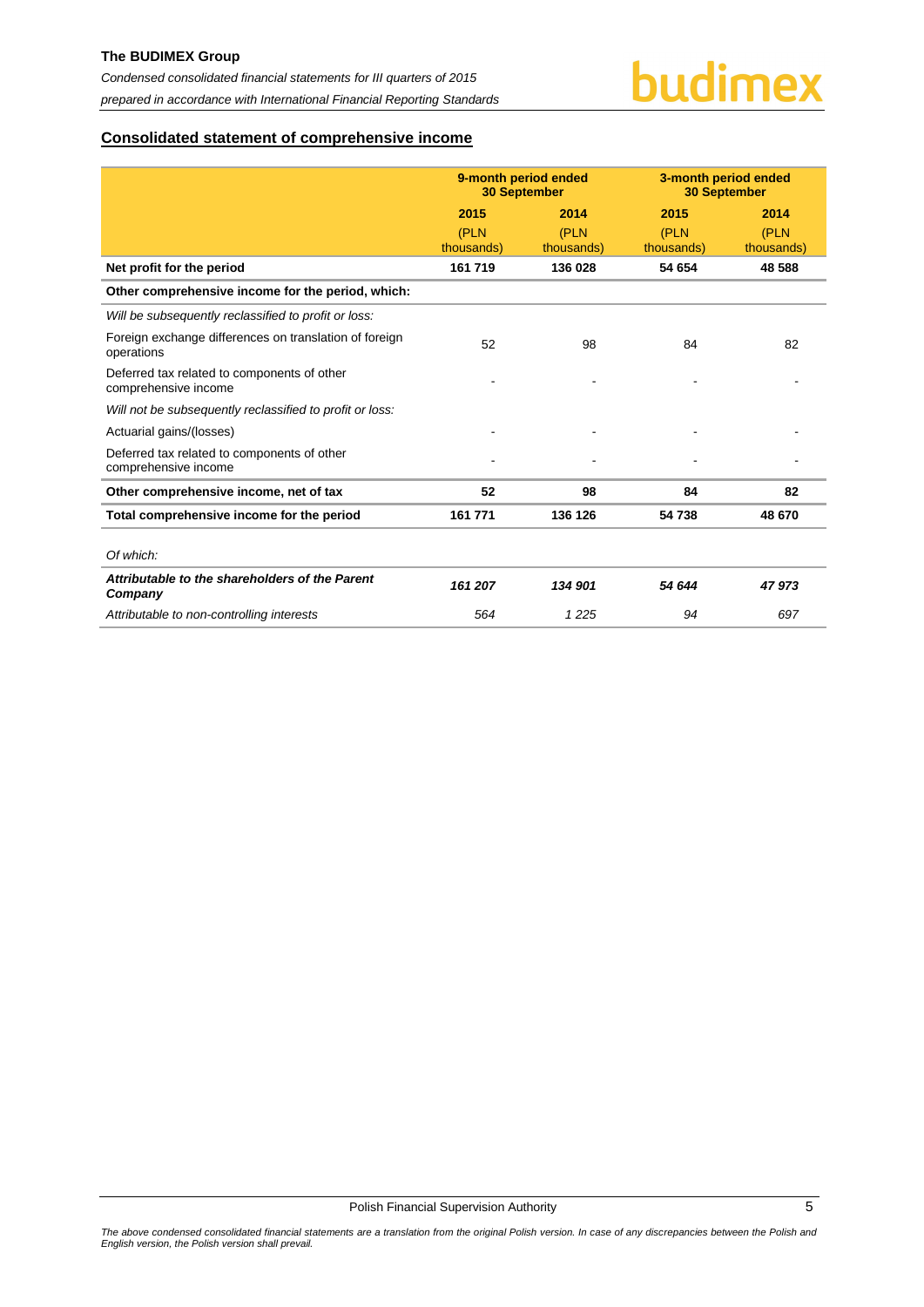## Consolidated statement of comprehensive income

| | 9-month period ended 30 September | | 3-month period ended 30 September | |
|---|---|---|---|---|
| | 2015 | 2014 | 2015 | 2014 |
| | (PLN thousands) | (PLN thousands) | (PLN thousands) | (PLN thousands) |
| **Net profit for the period** | **161 719** | **136 028** | **54 654** | **48 588** |
| **Other comprehensive income for the period, which:** | | | | |
| *Will be subsequently reclassified to profit or loss:* | | | | |
| Foreign exchange differences on translation of foreign operations | 52 | 98 | 84 | 82 |
| Deferred tax related to components of other comprehensive income | - | - | - | - |
| *Will not be subsequently reclassified to profit or loss:* | | | | |
| Actuarial gains/(losses) | - | - | - | - |
| Deferred tax related to components of other comprehensive income | - | - | - | - |
| **Other comprehensive income, net of tax** | **52** | **98** | **84** | **82** |
| **Total comprehensive income for the period** | **161 771** | **136 126** | **54 738** | **48 670** |
| *Of which:* | | | | |
| ***Attributable to the shareholders of the Parent Company*** | ***161 207*** | ***134 901*** | ***54 644*** | ***47 973*** |
| *Attributable to non-controlling interests* | *564* | *1 225* | *94* | *697* |

Polish Financial Supervision Authority

*The above condensed consolidated financial statements are a translation from the original Polish version. In case of any discrepancies between the Polish and English version, the Polish version shall prevail.*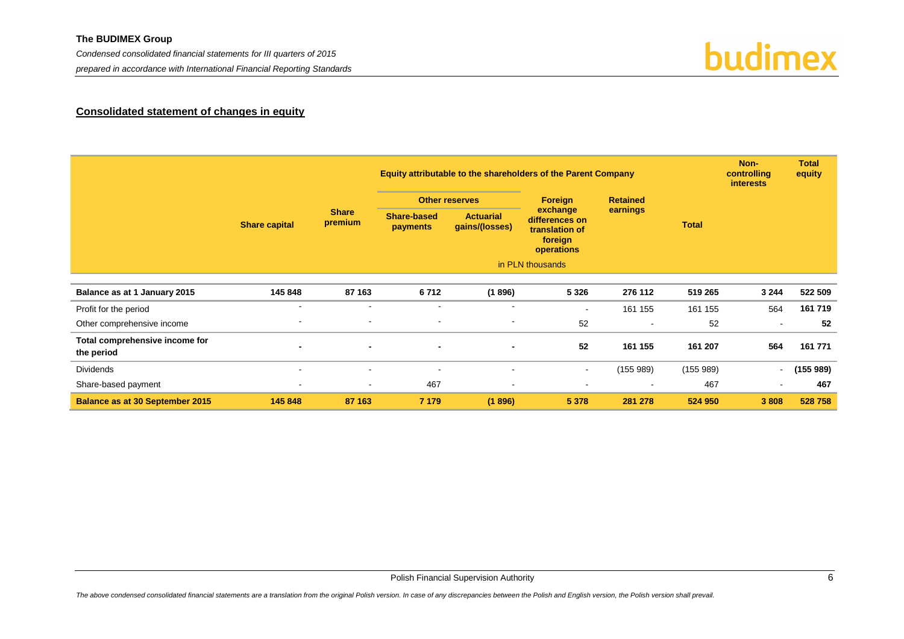## Consolidated statement of changes in equity

| | Equity attributable to the shareholders of the Parent Company | | | | | | | Non-controlling interests | Total equity |
|---|---|---|---|---|---|---|---|---|---|
| | | | Other reserves | | | | | | |
| | Share capital | Share premium | Share-based payments | Actuarial gains/(losses) | Foreign exchange differences on translation of foreign operations | Retained earnings | Total | | |
| | in PLN thousands | | | | | | | | |
| **Balance as at 1 January 2015** | **145 848** | **87 163** | **6 712** | **(1 896)** | **5 326** | **276 112** | **519 265** | **3 244** | **522 509** |
| Profit for the period | - | - | - | - | - | 161 155 | 161 155 | 564 | **161 719** |
| Other comprehensive income | - | - | - | - | 52 | - | 52 | - | **52** |
| **Total comprehensive income for the period** | **-** | **-** | **-** | **-** | **52** | **161 155** | **161 207** | **564** | **161 771** |
| Dividends | - | - | - | - | - | (155 989) | (155 989) | - | **(155 989)** |
| Share-based payment | - | - | 467 | - | - | - | 467 | - | **467** |
| **Balance as at 30 September 2015** | **145 848** | **87 163** | **7 179** | **(1 896)** | **5 378** | **281 278** | **524 950** | **3 808** | **528 758** |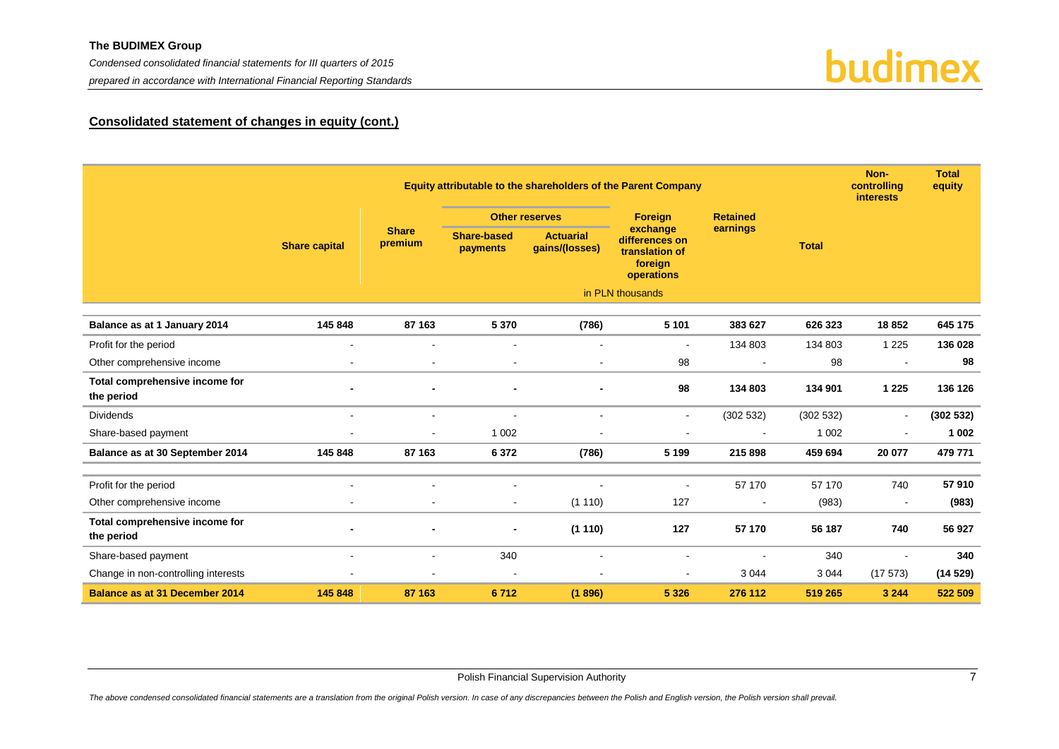## Consolidated statement of changes in equity (cont.)

| | Equity attributable to the shareholders of the Parent Company | | | | | | | Non-controlling interests | Total equity |
|---|---|---|---|---|---|---|---|---|---|
| | Share capital | Share premium | Other reserves | | Foreign exchange differences on translation of foreign operations | Retained earnings | Total | | |
| | | | Share-based payments | Actuarial gains/(losses) | | | | | |
| | in PLN thousands | | | | | | | | |
| **Balance as at 1 January 2014** | **145 848** | **87 163** | **5 370** | **(786)** | **5 101** | **383 627** | **626 323** | **18 852** | **645 175** |
| Profit for the period | - | - | - | - | - | 134 803 | 134 803 | 1 225 | **136 028** |
| Other comprehensive income | - | - | - | - | 98 | - | 98 | - | **98** |
| **Total comprehensive income for the period** | **-** | **-** | **-** | **-** | **98** | **134 803** | **134 901** | **1 225** | **136 126** |
| Dividends | - | - | - | - | - | (302 532) | (302 532) | - | **(302 532)** |
| Share-based payment | - | - | 1 002 | - | - | - | 1 002 | - | **1 002** |
| **Balance as at 30 September 2014** | **145 848** | **87 163** | **6 372** | **(786)** | **5 199** | **215 898** | **459 694** | **20 077** | **479 771** |
| Profit for the period | - | - | - | - | - | 57 170 | 57 170 | 740 | **57 910** |
| Other comprehensive income | - | - | - | (1 110) | 127 | - | (983) | - | **(983)** |
| **Total comprehensive income for the period** | **-** | **-** | **-** | **(1 110)** | **127** | **57 170** | **56 187** | **740** | **56 927** |
| Share-based payment | - | - | 340 | - | - | - | 340 | - | **340** |
| Change in non-controlling interests | - | - | - | - | - | 3 044 | 3 044 | (17 573) | **(14 529)** |
| **Balance as at 31 December 2014** | **145 848** | **87 163** | **6 712** | **(1 896)** | **5 326** | **276 112** | **519 265** | **3 244** | **522 509** |

Polish Financial Supervision Authority

*The above condensed consolidated financial statements are a translation from the original Polish version. In case of any discrepancies between the Polish and English version, the Polish version shall prevail.*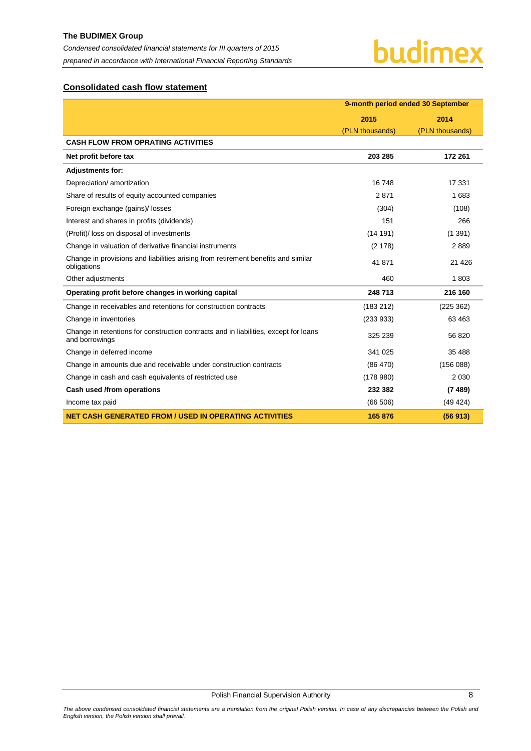## Consolidated cash flow statement

| | 9-month period ended 30 September | |
|---|---|---|
| | 2015 (PLN thousands) | 2014 (PLN thousands) |
| **CASH FLOW FROM OPRATING ACTIVITIES** | | |
| **Net profit before tax** | **203 285** | **172 261** |
| **Adjustments for:** | | |
| Depreciation/ amortization | 16 748 | 17 331 |
| Share of results of equity accounted companies | 2 871 | 1 683 |
| Foreign exchange (gains)/ losses | (304) | (108) |
| Interest and shares in profits (dividends) | 151 | 266 |
| (Profit)/ loss on disposal of investments | (14 191) | (1 391) |
| Change in valuation of derivative financial instruments | (2 178) | 2 889 |
| Change in provisions and liabilities arising from retirement benefits and similar obligations | 41 871 | 21 426 |
| Other adjustments | 460 | 1 803 |
| **Operating profit before changes in working capital** | **248 713** | **216 160** |
| Change in receivables and retentions for construction contracts | (183 212) | (225 362) |
| Change in inventories | (233 933) | 63 463 |
| Change in retentions for construction contracts and in liabilities, except for loans and borrowings | 325 239 | 56 820 |
| Change in deferred income | 341 025 | 35 488 |
| Change in amounts due and receivable under construction contracts | (86 470) | (156 088) |
| Change in cash and cash equivalents of restricted use | (178 980) | 2 030 |
| **Cash used /from operations** | **232 382** | **(7 489)** |
| Income tax paid | (66 506) | (49 424) |
| **NET CASH GENERATED FROM / USED IN OPERATING ACTIVITIES** | **165 876** | **(56 913)** |

Polish Financial Supervision Authority

*The above condensed consolidated financial statements are a translation from the original Polish version. In case of any discrepancies between the Polish and English version, the Polish version shall prevail.*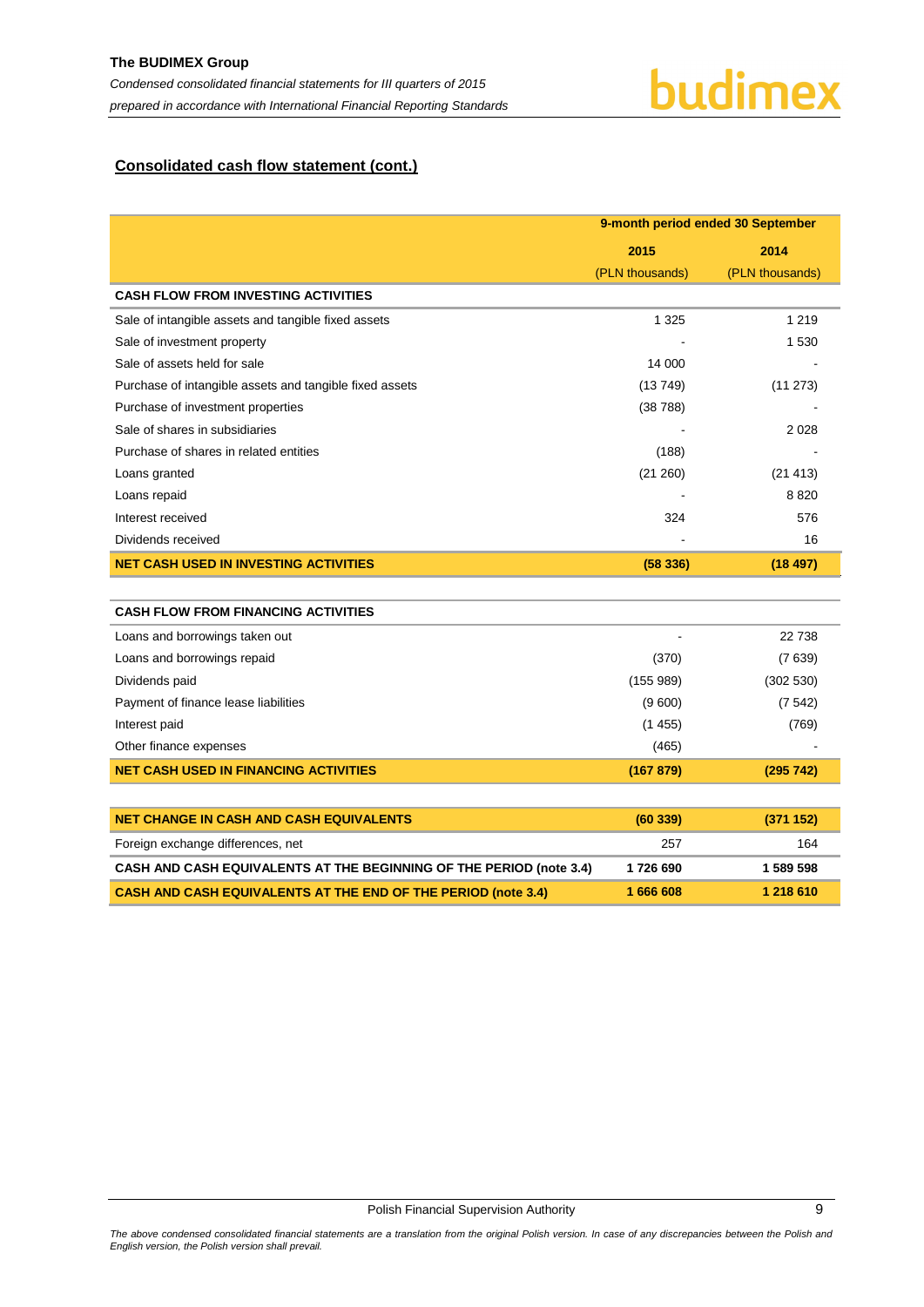## Consolidated cash flow statement (cont.)

| | 9-month period ended 30 September | |
|---|---|---|
| | 2015 | 2014 |
| | (PLN thousands) | (PLN thousands) |
| **CASH FLOW FROM INVESTING ACTIVITIES** | | |
| Sale of intangible assets and tangible fixed assets | 1 325 | 1 219 |
| Sale of investment property | - | 1 530 |
| Sale of assets held for sale | 14 000 | - |
| Purchase of intangible assets and tangible fixed assets | (13 749) | (11 273) |
| Purchase of investment properties | (38 788) | - |
| Sale of shares in subsidiaries | - | 2 028 |
| Purchase of shares in related entities | (188) | - |
| Loans granted | (21 260) | (21 413) |
| Loans repaid | - | 8 820 |
| Interest received | 324 | 576 |
| Dividends received | - | 16 |
| **NET CASH USED IN INVESTING ACTIVITIES** | **(58 336)** | **(18 497)** |
| | | |
| **CASH FLOW FROM FINANCING ACTIVITIES** | | |
| Loans and borrowings taken out | - | 22 738 |
| Loans and borrowings repaid | (370) | (7 639) |
| Dividends paid | (155 989) | (302 530) |
| Payment of finance lease liabilities | (9 600) | (7 542) |
| Interest paid | (1 455) | (769) |
| Other finance expenses | (465) | - |
| **NET CASH USED IN FINANCING ACTIVITIES** | **(167 879)** | **(295 742)** |
| | | |
| **NET CHANGE IN CASH AND CASH EQUIVALENTS** | **(60 339)** | **(371 152)** |
| Foreign exchange differences, net | 257 | 164 |
| **CASH AND CASH EQUIVALENTS AT THE BEGINNING OF THE PERIOD (note 3.4)** | **1 726 690** | **1 589 598** |
| **CASH AND CASH EQUIVALENTS AT THE END OF THE PERIOD (note 3.4)** | **1 666 608** | **1 218 610** |

*The above condensed consolidated financial statements are a translation from the original Polish version. In case of any discrepancies between the Polish and English version, the Polish version shall prevail.*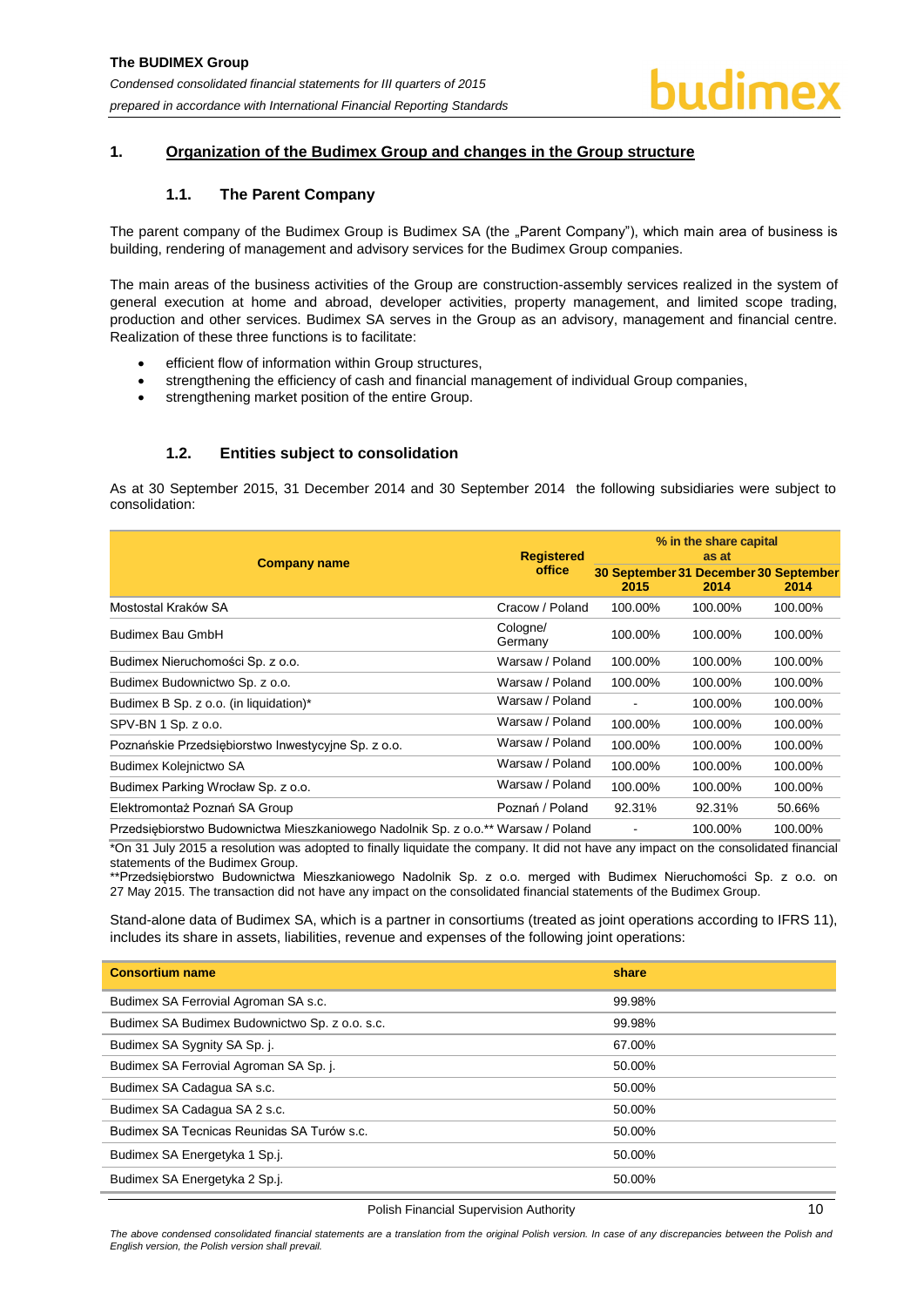## 1. Organization of the Budimex Group and changes in the Group structure

### 1.1. The Parent Company

The parent company of the Budimex Group is Budimex SA (the „Parent Company"), which main area of business is building, rendering of management and advisory services for the Budimex Group companies.

The main areas of the business activities of the Group are construction-assembly services realized in the system of general execution at home and abroad, developer activities, property management, and limited scope trading, production and other services. Budimex SA serves in the Group as an advisory, management and financial centre. Realization of these three functions is to facilitate:

- efficient flow of information within Group structures,
- strengthening the efficiency of cash and financial management of individual Group companies,
- strengthening market position of the entire Group.

### 1.2. Entities subject to consolidation

As at 30 September 2015, 31 December 2014 and 30 September 2014 the following subsidiaries were subject to consolidation:

| Company name | Registered office | % in the share capital as at | | |
|---|---|---|---|---|
| | | 30 September 2015 | 31 December 2014 | 30 September 2014 |
| Mostostal Kraków SA | Cracow / Poland | 100.00% | 100.00% | 100.00% |
| Budimex Bau GmbH | Cologne/ Germany | 100.00% | 100.00% | 100.00% |
| Budimex Nieruchomości Sp. z o.o. | Warsaw / Poland | 100.00% | 100.00% | 100.00% |
| Budimex Budownictwo Sp. z o.o. | Warsaw / Poland | 100.00% | 100.00% | 100.00% |
| Budimex B Sp. z o.o. (in liquidation)* | Warsaw / Poland | - | 100.00% | 100.00% |
| SPV-BN 1 Sp. z o.o. | Warsaw / Poland | 100.00% | 100.00% | 100.00% |
| Poznańskie Przedsiębiorstwo Inwestycyjne Sp. z o.o. | Warsaw / Poland | 100.00% | 100.00% | 100.00% |
| Budimex Kolejnictwo SA | Warsaw / Poland | 100.00% | 100.00% | 100.00% |
| Budimex Parking Wrocław Sp. z o.o. | Warsaw / Poland | 100.00% | 100.00% | 100.00% |
| Elektromontaż Poznań SA Group | Poznań / Poland | 92.31% | 92.31% | 50.66% |
| Przedsiębiorstwo Budownictwa Mieszkaniowego Nadolnik Sp. z o.o.** | Warsaw / Poland | - | 100.00% | 100.00% |

*On 31 July 2015 a resolution was adopted to finally liquidate the company. It did not have any impact on the consolidated financial statements of the Budimex Group.

**Przedsiębiorstwo Budownictwa Mieszkaniowego Nadolnik Sp. z o.o. merged with Budimex Nieruchomości Sp. z o.o. on 27 May 2015. The transaction did not have any impact on the consolidated financial statements of the Budimex Group.

Stand-alone data of Budimex SA, which is a partner in consortiums (treated as joint operations according to IFRS 11), includes its share in assets, liabilities, revenue and expenses of the following joint operations:

| Consortium name | share |
|---|---|
| Budimex SA Ferrovial Agroman SA s.c. | 99.98% |
| Budimex SA Budimex Budownictwo Sp. z o.o. s.c. | 99.98% |
| Budimex SA Sygnity SA Sp. j. | 67.00% |
| Budimex SA Ferrovial Agroman SA Sp. j. | 50.00% |
| Budimex SA Cadagua SA s.c. | 50.00% |
| Budimex SA Cadagua SA 2 s.c. | 50.00% |
| Budimex SA Tecnicas Reunidas SA Turów s.c. | 50.00% |
| Budimex SA Energetyka 1 Sp.j. | 50.00% |
| Budimex SA Energetyka 2 Sp.j. | 50.00% |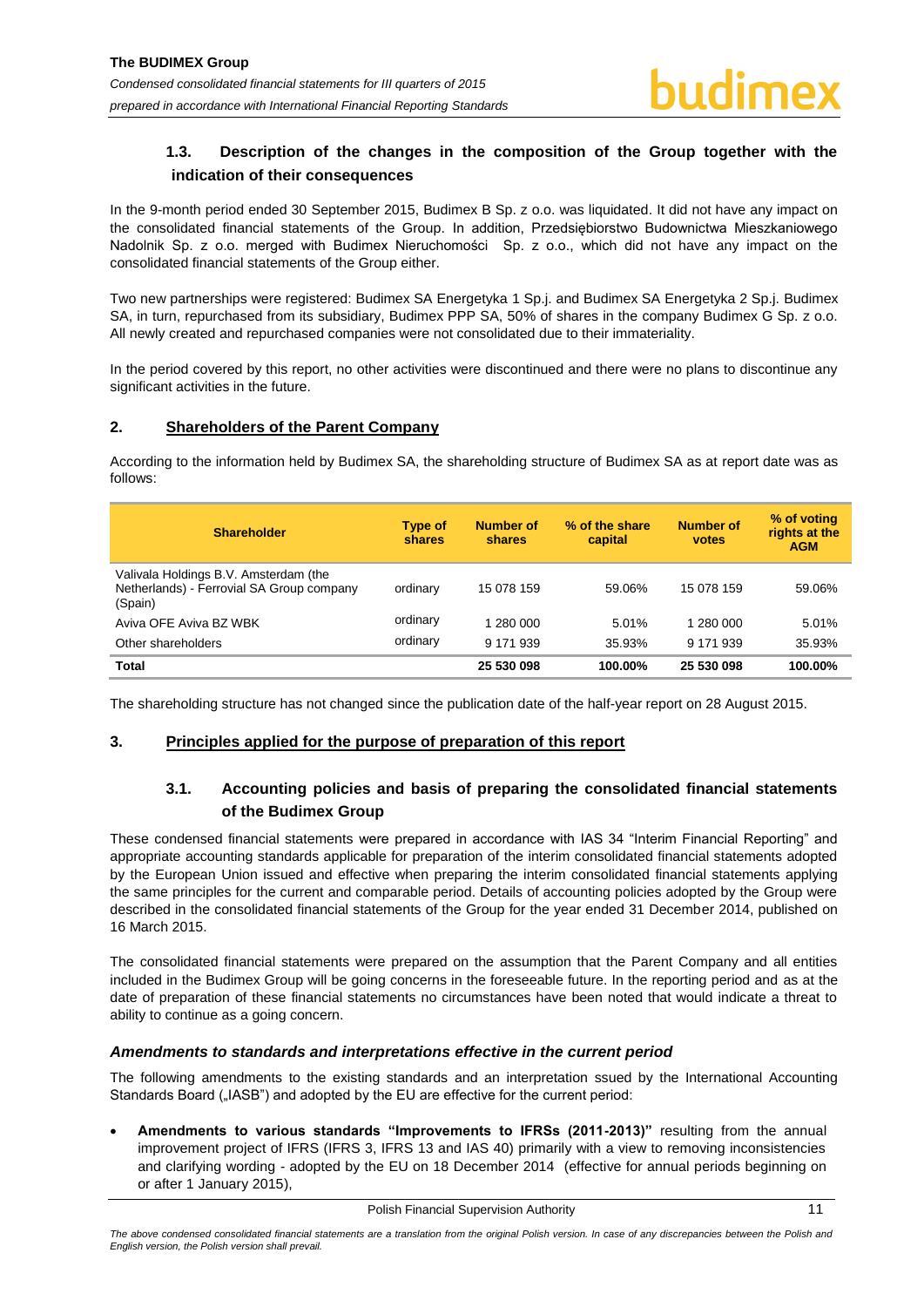### 1.3. Description of the changes in the composition of the Group together with the indication of their consequences

In the 9-month period ended 30 September 2015, Budimex B Sp. z o.o. was liquidated. It did not have any impact on the consolidated financial statements of the Group. In addition, Przedsiębiorstwo Budownictwa Mieszkaniowego Nadolnik Sp. z o.o. merged with Budimex Nieruchomości Sp. z o.o., which did not have any impact on the consolidated financial statements of the Group either.

Two new partnerships were registered: Budimex SA Energetyka 1 Sp.j. and Budimex SA Energetyka 2 Sp.j. Budimex SA, in turn, repurchased from its subsidiary, Budimex PPP SA, 50% of shares in the company Budimex G Sp. z o.o. All newly created and repurchased companies were not consolidated due to their immateriality.

In the period covered by this report, no other activities were discontinued and there were no plans to discontinue any significant activities in the future.

## 2. Shareholders of the Parent Company

According to the information held by Budimex SA, the shareholding structure of Budimex SA as at report date was as follows:

| Shareholder | Type of shares | Number of shares | % of the share capital | Number of votes | % of voting rights at the AGM |
|---|---|---|---|---|---|
| Valivala Holdings B.V. Amsterdam (the Netherlands) - Ferrovial SA Group company (Spain) | ordinary | 15 078 159 | 59.06% | 15 078 159 | 59.06% |
| Aviva OFE Aviva BZ WBK | ordinary | 1 280 000 | 5.01% | 1 280 000 | 5.01% |
| Other shareholders | ordinary | 9 171 939 | 35.93% | 9 171 939 | 35.93% |
| **Total** | | **25 530 098** | **100.00%** | **25 530 098** | **100.00%** |

The shareholding structure has not changed since the publication date of the half-year report on 28 August 2015.

## 3. Principles applied for the purpose of preparation of this report

### 3.1. Accounting policies and basis of preparing the consolidated financial statements of the Budimex Group

These condensed financial statements were prepared in accordance with IAS 34 "Interim Financial Reporting" and appropriate accounting standards applicable for preparation of the interim consolidated financial statements adopted by the European Union issued and effective when preparing the interim consolidated financial statements applying the same principles for the current and comparable period. Details of accounting policies adopted by the Group were described in the consolidated financial statements of the Group for the year ended 31 December 2014, published on 16 March 2015.

The consolidated financial statements were prepared on the assumption that the Parent Company and all entities included in the Budimex Group will be going concerns in the foreseeable future. In the reporting period and as at the date of preparation of these financial statements no circumstances have been noted that would indicate a threat to ability to continue as a going concern.

***Amendments to standards and interpretations effective in the current period***

The following amendments to the existing standards and an interpretation ssued by the International Accounting Standards Board („IASB") and adopted by the EU are effective for the current period:

- **Amendments to various standards "Improvements to IFRSs (2011-2013)"** resulting from the annual improvement project of IFRS (IFRS 3, IFRS 13 and IAS 40) primarily with a view to removing inconsistencies and clarifying wording - adopted by the EU on 18 December 2014 (effective for annual periods beginning on or after 1 January 2015),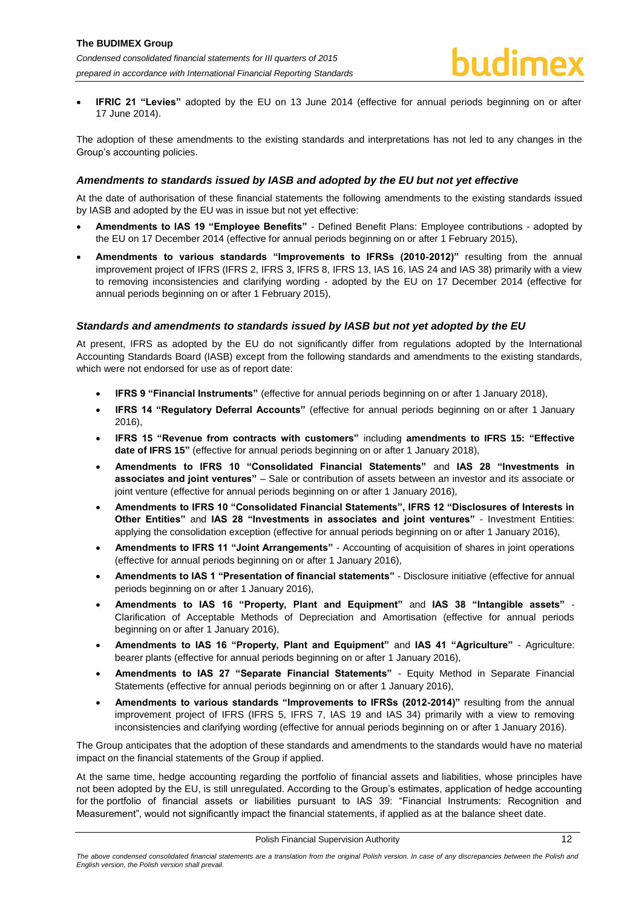- **IFRIC 21 "Levies"** adopted by the EU on 13 June 2014 (effective for annual periods beginning on or after 17 June 2014).

The adoption of these amendments to the existing standards and interpretations has not led to any changes in the Group's accounting policies.

### *Amendments to standards issued by IASB and adopted by the EU but not yet effective*

At the date of authorisation of these financial statements the following amendments to the existing standards issued by IASB and adopted by the EU was in issue but not yet effective:

- **Amendments to IAS 19 "Employee Benefits"** - Defined Benefit Plans: Employee contributions - adopted by the EU on 17 December 2014 (effective for annual periods beginning on or after 1 February 2015),
- **Amendments to various standards "Improvements to IFRSs (2010-2012)"** resulting from the annual improvement project of IFRS (IFRS 2, IFRS 3, IFRS 8, IFRS 13, IAS 16, IAS 24 and IAS 38) primarily with a view to removing inconsistencies and clarifying wording - adopted by the EU on 17 December 2014 (effective for annual periods beginning on or after 1 February 2015),

### *Standards and amendments to standards issued by IASB but not yet adopted by the EU*

At present, IFRS as adopted by the EU do not significantly differ from regulations adopted by the International Accounting Standards Board (IASB) except from the following standards and amendments to the existing standards, which were not endorsed for use as of report date:

- **IFRS 9 "Financial Instruments"** (effective for annual periods beginning on or after 1 January 2018),
- **IFRS 14 "Regulatory Deferral Accounts"** (effective for annual periods beginning on or after 1 January 2016),
- **IFRS 15 "Revenue from contracts with customers"** including **amendments to IFRS 15: "Effective date of IFRS 15"** (effective for annual periods beginning on or after 1 January 2018),
- **Amendments to IFRS 10 "Consolidated Financial Statements"** and **IAS 28 "Investments in associates and joint ventures"** – Sale or contribution of assets between an investor and its associate or joint venture (effective for annual periods beginning on or after 1 January 2016),
- **Amendments to IFRS 10 "Consolidated Financial Statements", IFRS 12 "Disclosures of Interests in Other Entities"** and **IAS 28 "Investments in associates and joint ventures"** - Investment Entities: applying the consolidation exception (effective for annual periods beginning on or after 1 January 2016),
- **Amendments to IFRS 11 "Joint Arrangements"** - Accounting of acquisition of shares in joint operations (effective for annual periods beginning on or after 1 January 2016),
- **Amendments to IAS 1 "Presentation of financial statements"** - Disclosure initiative (effective for annual periods beginning on or after 1 January 2016),
- **Amendments to IAS 16 "Property, Plant and Equipment"** and **IAS 38 "Intangible assets"** - Clarification of Acceptable Methods of Depreciation and Amortisation (effective for annual periods beginning on or after 1 January 2016),
- **Amendments to IAS 16 "Property, Plant and Equipment"** and **IAS 41 "Agriculture"** - Agriculture: bearer plants (effective for annual periods beginning on or after 1 January 2016),
- **Amendments to IAS 27 "Separate Financial Statements"** - Equity Method in Separate Financial Statements (effective for annual periods beginning on or after 1 January 2016),
- **Amendments to various standards "Improvements to IFRSs (2012-2014)"** resulting from the annual improvement project of IFRS (IFRS 5, IFRS 7, IAS 19 and IAS 34) primarily with a view to removing inconsistencies and clarifying wording (effective for annual periods beginning on or after 1 January 2016).

The Group anticipates that the adoption of these standards and amendments to the standards would have no material impact on the financial statements of the Group if applied.

At the same time, hedge accounting regarding the portfolio of financial assets and liabilities, whose principles have not been adopted by the EU, is still unregulated. According to the Group's estimates, application of hedge accounting for the portfolio of financial assets or liabilities pursuant to IAS 39: "Financial Instruments: Recognition and Measurement", would not significantly impact the financial statements, if applied as at the balance sheet date.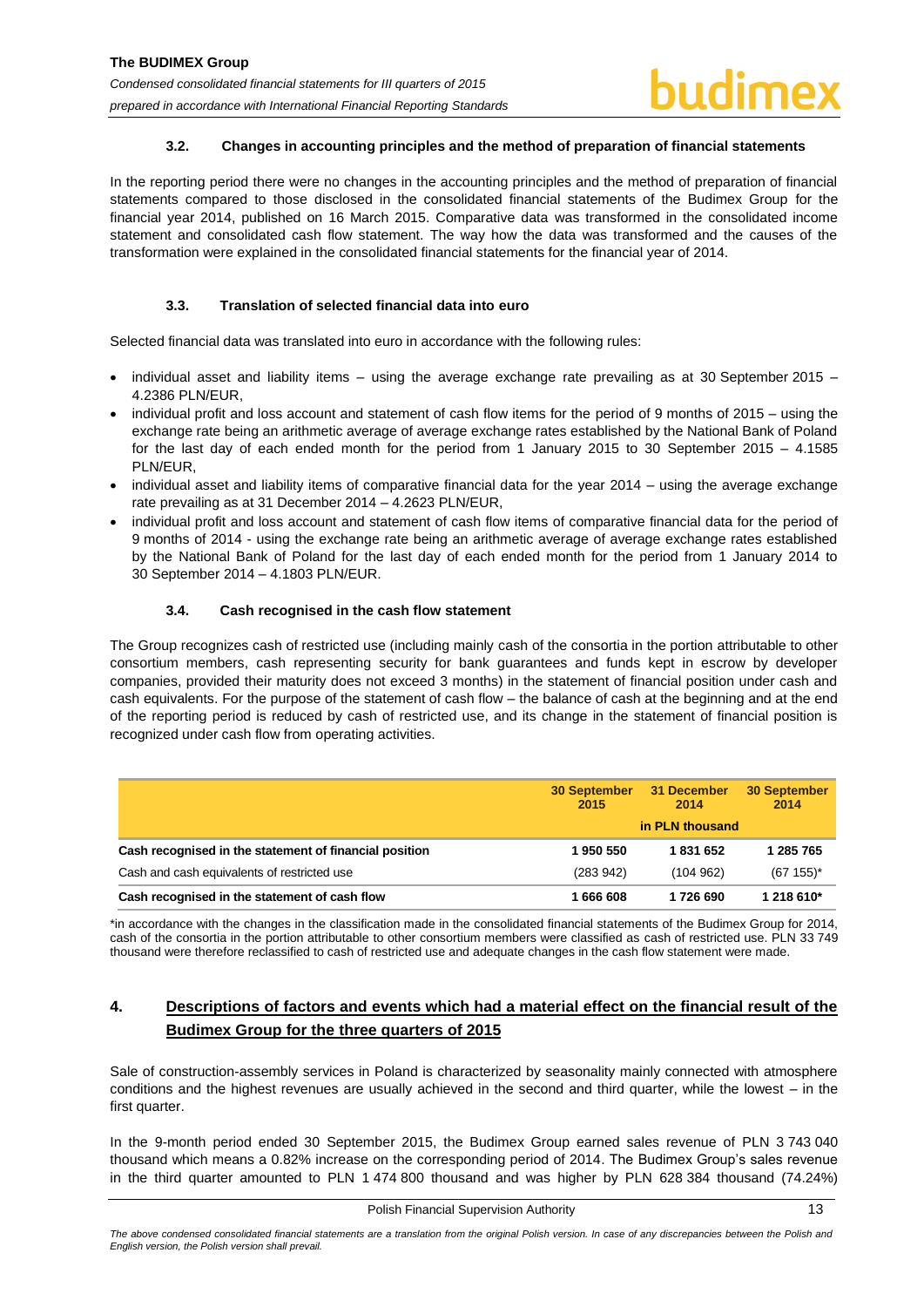### 3.2. Changes in accounting principles and the method of preparation of financial statements

In the reporting period there were no changes in the accounting principles and the method of preparation of financial statements compared to those disclosed in the consolidated financial statements of the Budimex Group for the financial year 2014, published on 16 March 2015. Comparative data was transformed in the consolidated income statement and consolidated cash flow statement. The way how the data was transformed and the causes of the transformation were explained in the consolidated financial statements for the financial year of 2014.

### 3.3. Translation of selected financial data into euro

Selected financial data was translated into euro in accordance with the following rules:

- individual asset and liability items – using the average exchange rate prevailing as at 30 September 2015 – 4.2386 PLN/EUR,
- individual profit and loss account and statement of cash flow items for the period of 9 months of 2015 – using the exchange rate being an arithmetic average of average exchange rates established by the National Bank of Poland for the last day of each ended month for the period from 1 January 2015 to 30 September 2015 – 4.1585 PLN/EUR,
- individual asset and liability items of comparative financial data for the year 2014 – using the average exchange rate prevailing as at 31 December 2014 – 4.2623 PLN/EUR,
- individual profit and loss account and statement of cash flow items of comparative financial data for the period of 9 months of 2014 - using the exchange rate being an arithmetic average of average exchange rates established by the National Bank of Poland for the last day of each ended month for the period from 1 January 2014 to 30 September 2014 – 4.1803 PLN/EUR.

### 3.4. Cash recognised in the cash flow statement

The Group recognizes cash of restricted use (including mainly cash of the consortia in the portion attributable to other consortium members, cash representing security for bank guarantees and funds kept in escrow by developer companies, provided their maturity does not exceed 3 months) in the statement of financial position under cash and cash equivalents. For the purpose of the statement of cash flow – the balance of cash at the beginning and at the end of the reporting period is reduced by cash of restricted use, and its change in the statement of financial position is recognized under cash flow from operating activities.

| | 30 September 2015 | 31 December 2014 | 30 September 2014 |
|---|---|---|---|
| | | in PLN thousand | |
| **Cash recognised in the statement of financial position** | **1 950 550** | **1 831 652** | **1 285 765** |
| Cash and cash equivalents of restricted use | (283 942) | (104 962) | (67 155)* |
| **Cash recognised in the statement of cash flow** | **1 666 608** | **1 726 690** | **1 218 610*** |

*in accordance with the changes in the classification made in the consolidated financial statements of the Budimex Group for 2014, cash of the consortia in the portion attributable to other consortium members were classified as cash of restricted use. PLN 33 749 thousand were therefore reclassified to cash of restricted use and adequate changes in the cash flow statement were made.

## 4. Descriptions of factors and events which had a material effect on the financial result of the Budimex Group for the three quarters of 2015

Sale of construction-assembly services in Poland is characterized by seasonality mainly connected with atmosphere conditions and the highest revenues are usually achieved in the second and third quarter, while the lowest – in the first quarter.

In the 9-month period ended 30 September 2015, the Budimex Group earned sales revenue of PLN 3 743 040 thousand which means a 0.82% increase on the corresponding period of 2014. The Budimex Group's sales revenue in the third quarter amounted to PLN 1 474 800 thousand and was higher by PLN 628 384 thousand (74.24%)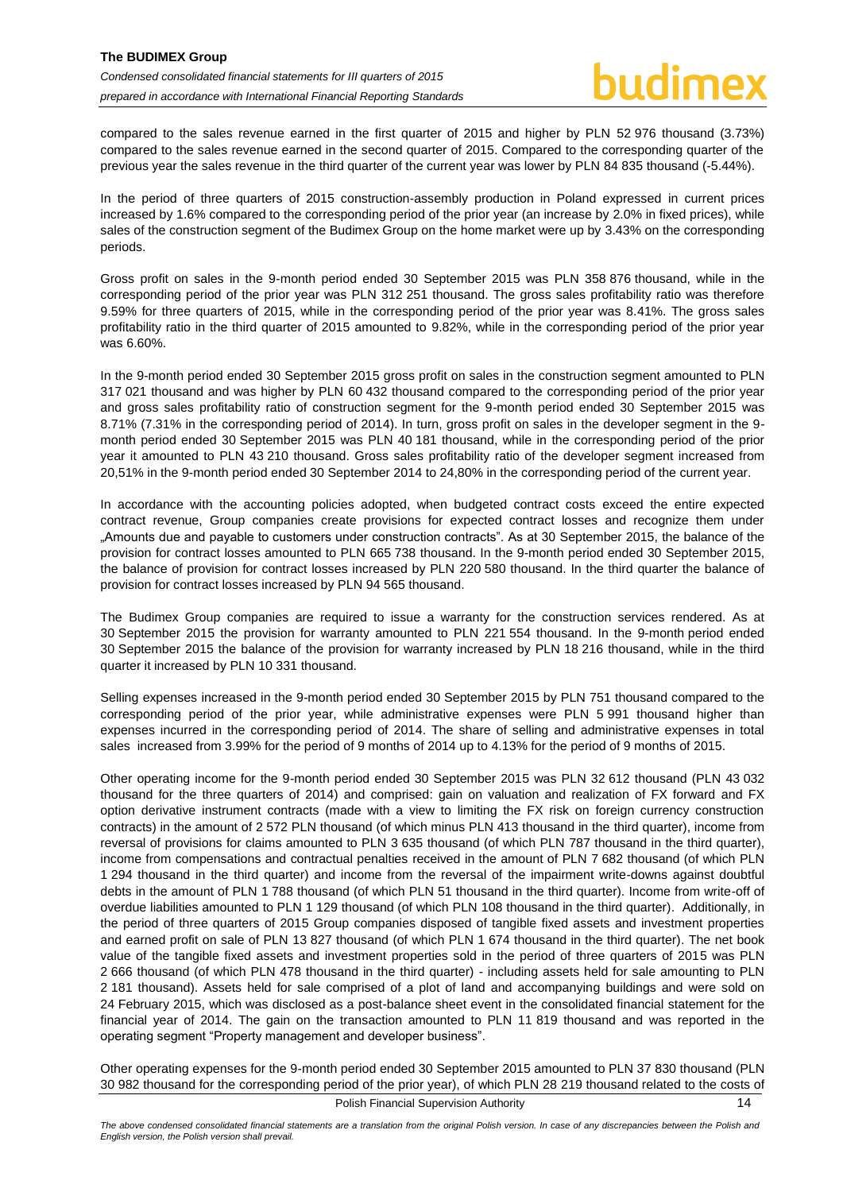compared to the sales revenue earned in the first quarter of 2015 and higher by PLN 52 976 thousand (3.73%) compared to the sales revenue earned in the second quarter of 2015. Compared to the corresponding quarter of the previous year the sales revenue in the third quarter of the current year was lower by PLN 84 835 thousand (-5.44%).

In the period of three quarters of 2015 construction-assembly production in Poland expressed in current prices increased by 1.6% compared to the corresponding period of the prior year (an increase by 2.0% in fixed prices), while sales of the construction segment of the Budimex Group on the home market were up by 3.43% on the corresponding periods.

Gross profit on sales in the 9-month period ended 30 September 2015 was PLN 358 876 thousand, while in the corresponding period of the prior year was PLN 312 251 thousand. The gross sales profitability ratio was therefore 9.59% for three quarters of 2015, while in the corresponding period of the prior year was 8.41%. The gross sales profitability ratio in the third quarter of 2015 amounted to 9.82%, while in the corresponding period of the prior year was 6.60%.

In the 9-month period ended 30 September 2015 gross profit on sales in the construction segment amounted to PLN 317 021 thousand and was higher by PLN 60 432 thousand compared to the corresponding period of the prior year and gross sales profitability ratio of construction segment for the 9-month period ended 30 September 2015 was 8.71% (7.31% in the corresponding period of 2014). In turn, gross profit on sales in the developer segment in the 9-month period ended 30 September 2015 was PLN 40 181 thousand, while in the corresponding period of the prior year it amounted to PLN 43 210 thousand. Gross sales profitability ratio of the developer segment increased from 20,51% in the 9-month period ended 30 September 2014 to 24,80% in the corresponding period of the current year.

In accordance with the accounting policies adopted, when budgeted contract costs exceed the entire expected contract revenue, Group companies create provisions for expected contract losses and recognize them under „Amounts due and payable to customers under construction contracts". As at 30 September 2015, the balance of the provision for contract losses amounted to PLN 665 738 thousand. In the 9-month period ended 30 September 2015, the balance of provision for contract losses increased by PLN 220 580 thousand. In the third quarter the balance of provision for contract losses increased by PLN 94 565 thousand.

The Budimex Group companies are required to issue a warranty for the construction services rendered. As at 30 September 2015 the provision for warranty amounted to PLN 221 554 thousand. In the 9-month period ended 30 September 2015 the balance of the provision for warranty increased by PLN 18 216 thousand, while in the third quarter it increased by PLN 10 331 thousand.

Selling expenses increased in the 9-month period ended 30 September 2015 by PLN 751 thousand compared to the corresponding period of the prior year, while administrative expenses were PLN 5 991 thousand higher than expenses incurred in the corresponding period of 2014. The share of selling and administrative expenses in total sales increased from 3.99% for the period of 9 months of 2014 up to 4.13% for the period of 9 months of 2015.

Other operating income for the 9-month period ended 30 September 2015 was PLN 32 612 thousand (PLN 43 032 thousand for the three quarters of 2014) and comprised: gain on valuation and realization of FX forward and FX option derivative instrument contracts (made with a view to limiting the FX risk on foreign currency construction contracts) in the amount of 2 572 PLN thousand (of which minus PLN 413 thousand in the third quarter), income from reversal of provisions for claims amounted to PLN 3 635 thousand (of which PLN 787 thousand in the third quarter), income from compensations and contractual penalties received in the amount of PLN 7 682 thousand (of which PLN 1 294 thousand in the third quarter) and income from the reversal of the impairment write-downs against doubtful debts in the amount of PLN 1 788 thousand (of which PLN 51 thousand in the third quarter). Income from write-off of overdue liabilities amounted to PLN 1 129 thousand (of which PLN 108 thousand in the third quarter). Additionally, in the period of three quarters of 2015 Group companies disposed of tangible fixed assets and investment properties and earned profit on sale of PLN 13 827 thousand (of which PLN 1 674 thousand in the third quarter). The net book value of the tangible fixed assets and investment properties sold in the period of three quarters of 2015 was PLN 2 666 thousand (of which PLN 478 thousand in the third quarter) - including assets held for sale amounting to PLN 2 181 thousand). Assets held for sale comprised of a plot of land and accompanying buildings and were sold on 24 February 2015, which was disclosed as a post-balance sheet event in the consolidated financial statement for the financial year of 2014. The gain on the transaction amounted to PLN 11 819 thousand and was reported in the operating segment "Property management and developer business".

Other operating expenses for the 9-month period ended 30 September 2015 amounted to PLN 37 830 thousand (PLN 30 982 thousand for the corresponding period of the prior year), of which PLN 28 219 thousand related to the costs of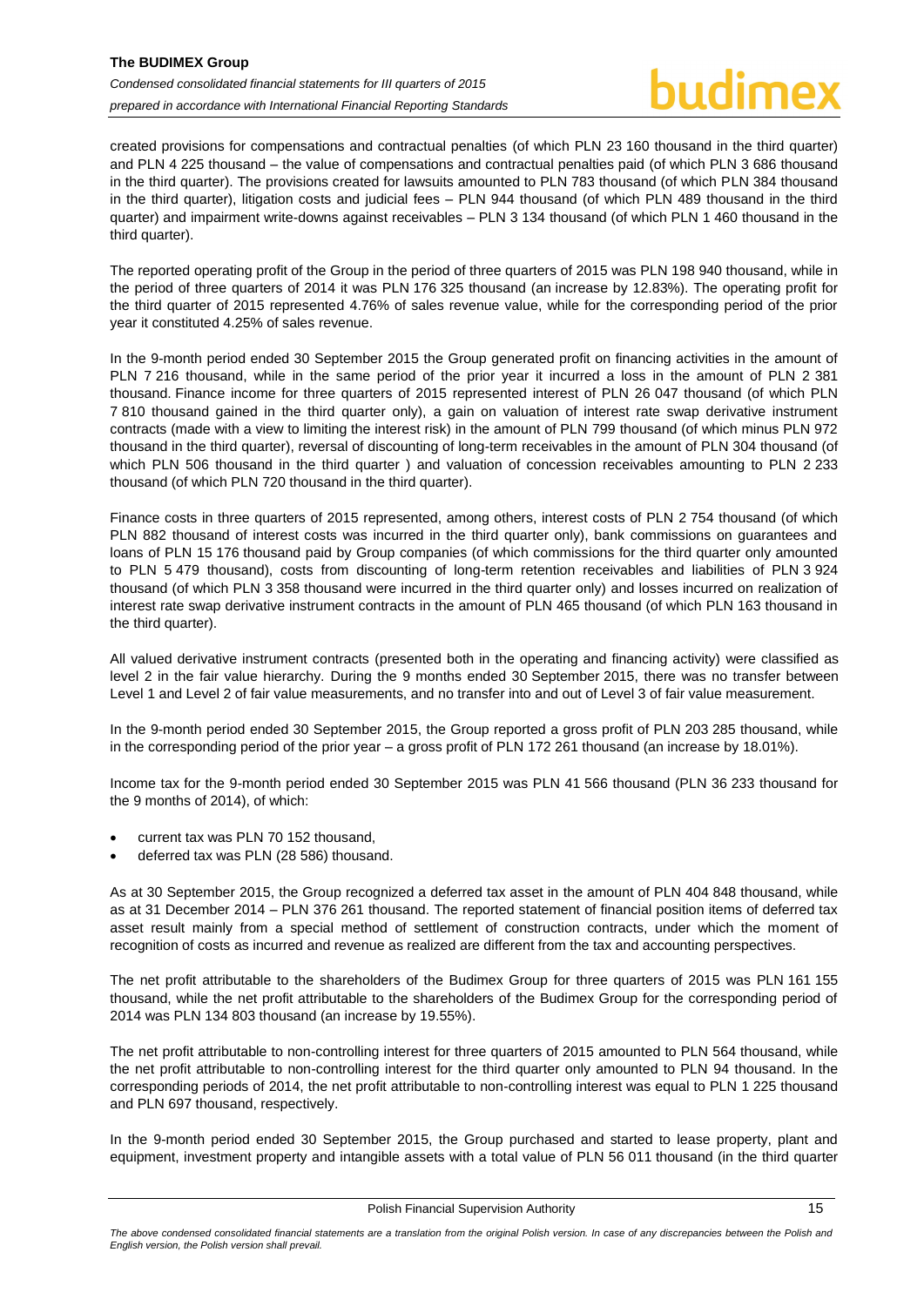created provisions for compensations and contractual penalties (of which PLN 23 160 thousand in the third quarter) and PLN 4 225 thousand – the value of compensations and contractual penalties paid (of which PLN 3 686 thousand in the third quarter). The provisions created for lawsuits amounted to PLN 783 thousand (of which PLN 384 thousand in the third quarter), litigation costs and judicial fees – PLN 944 thousand (of which PLN 489 thousand in the third quarter) and impairment write-downs against receivables – PLN 3 134 thousand (of which PLN 1 460 thousand in the third quarter).

The reported operating profit of the Group in the period of three quarters of 2015 was PLN 198 940 thousand, while in the period of three quarters of 2014 it was PLN 176 325 thousand (an increase by 12.83%). The operating profit for the third quarter of 2015 represented 4.76% of sales revenue value, while for the corresponding period of the prior year it constituted 4.25% of sales revenue.

In the 9-month period ended 30 September 2015 the Group generated profit on financing activities in the amount of PLN 7 216 thousand, while in the same period of the prior year it incurred a loss in the amount of PLN 2 381 thousand. Finance income for three quarters of 2015 represented interest of PLN 26 047 thousand (of which PLN 7 810 thousand gained in the third quarter only), a gain on valuation of interest rate swap derivative instrument contracts (made with a view to limiting the interest risk) in the amount of PLN 799 thousand (of which minus PLN 972 thousand in the third quarter), reversal of discounting of long-term receivables in the amount of PLN 304 thousand (of which PLN 506 thousand in the third quarter ) and valuation of concession receivables amounting to PLN 2 233 thousand (of which PLN 720 thousand in the third quarter).

Finance costs in three quarters of 2015 represented, among others, interest costs of PLN 2 754 thousand (of which PLN 882 thousand of interest costs was incurred in the third quarter only), bank commissions on guarantees and loans of PLN 15 176 thousand paid by Group companies (of which commissions for the third quarter only amounted to PLN 5 479 thousand), costs from discounting of long-term retention receivables and liabilities of PLN 3 924 thousand (of which PLN 3 358 thousand were incurred in the third quarter only) and losses incurred on realization of interest rate swap derivative instrument contracts in the amount of PLN 465 thousand (of which PLN 163 thousand in the third quarter).

All valued derivative instrument contracts (presented both in the operating and financing activity) were classified as level 2 in the fair value hierarchy. During the 9 months ended 30 September 2015, there was no transfer between Level 1 and Level 2 of fair value measurements, and no transfer into and out of Level 3 of fair value measurement.

In the 9-month period ended 30 September 2015, the Group reported a gross profit of PLN 203 285 thousand, while in the corresponding period of the prior year – a gross profit of PLN 172 261 thousand (an increase by 18.01%).

Income tax for the 9-month period ended 30 September 2015 was PLN 41 566 thousand (PLN 36 233 thousand for the 9 months of 2014), of which:

- current tax was PLN 70 152 thousand,
- deferred tax was PLN (28 586) thousand.

As at 30 September 2015, the Group recognized a deferred tax asset in the amount of PLN 404 848 thousand, while as at 31 December 2014 – PLN 376 261 thousand. The reported statement of financial position items of deferred tax asset result mainly from a special method of settlement of construction contracts, under which the moment of recognition of costs as incurred and revenue as realized are different from the tax and accounting perspectives.

The net profit attributable to the shareholders of the Budimex Group for three quarters of 2015 was PLN 161 155 thousand, while the net profit attributable to the shareholders of the Budimex Group for the corresponding period of 2014 was PLN 134 803 thousand (an increase by 19.55%).

The net profit attributable to non-controlling interest for three quarters of 2015 amounted to PLN 564 thousand, while the net profit attributable to non-controlling interest for the third quarter only amounted to PLN 94 thousand. In the corresponding periods of 2014, the net profit attributable to non-controlling interest was equal to PLN 1 225 thousand and PLN 697 thousand, respectively.

In the 9-month period ended 30 September 2015, the Group purchased and started to lease property, plant and equipment, investment property and intangible assets with a total value of PLN 56 011 thousand (in the third quarter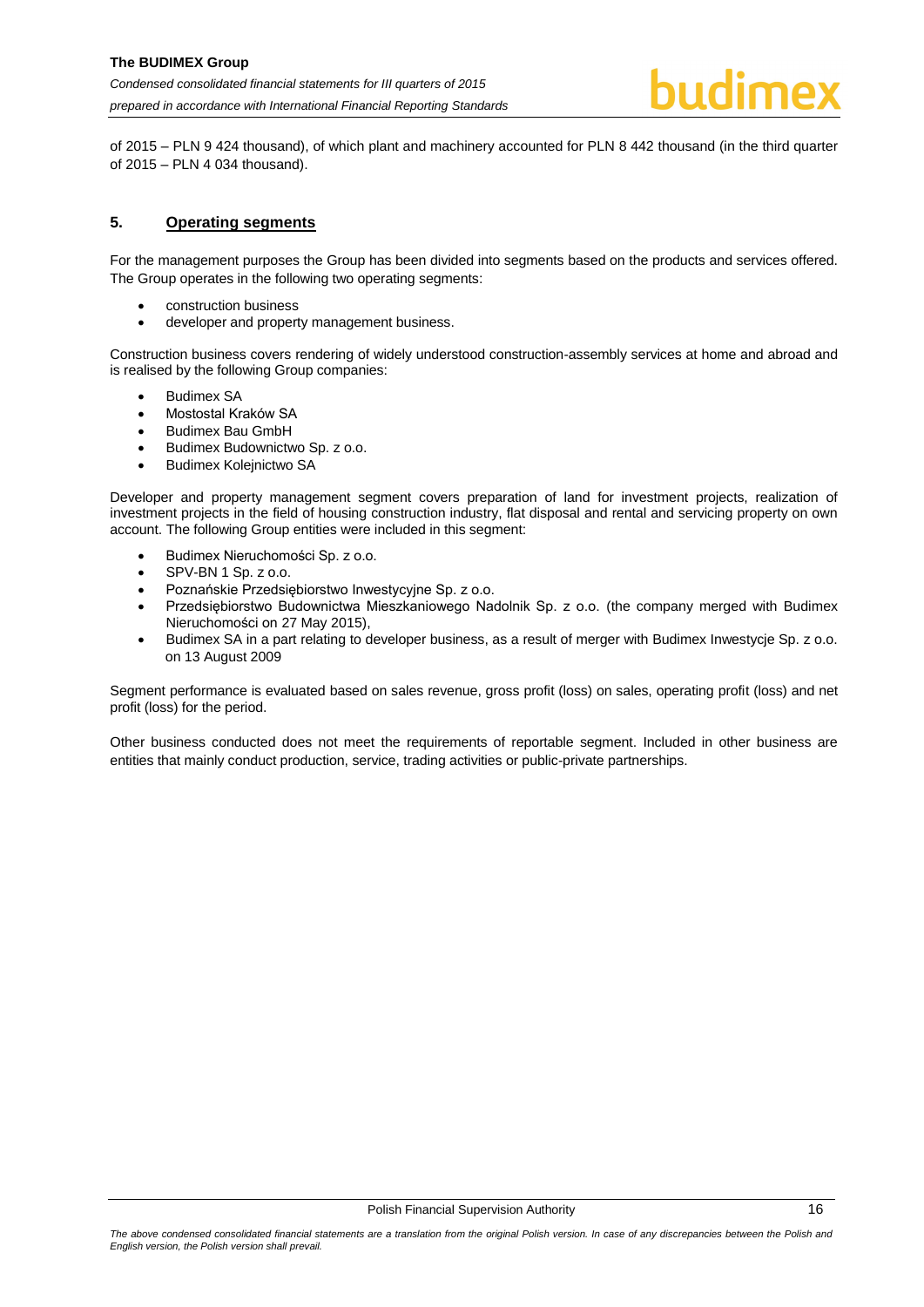of 2015 – PLN 9 424 thousand), of which plant and machinery accounted for PLN 8 442 thousand (in the third quarter of 2015 – PLN 4 034 thousand).

## 5. Operating segments

For the management purposes the Group has been divided into segments based on the products and services offered. The Group operates in the following two operating segments:

- construction business
- developer and property management business.

Construction business covers rendering of widely understood construction-assembly services at home and abroad and is realised by the following Group companies:

- Budimex SA
- Mostostal Kraków SA
- Budimex Bau GmbH
- Budimex Budownictwo Sp. z o.o.
- Budimex Kolejnictwo SA

Developer and property management segment covers preparation of land for investment projects, realization of investment projects in the field of housing construction industry, flat disposal and rental and servicing property on own account. The following Group entities were included in this segment:

- Budimex Nieruchomości Sp. z o.o.
- SPV-BN 1 Sp. z o.o.
- Poznańskie Przedsiębiorstwo Inwestycyjne Sp. z o.o.
- Przedsiębiorstwo Budownictwa Mieszkaniowego Nadolnik Sp. z o.o. (the company merged with Budimex Nieruchomości on 27 May 2015),
- Budimex SA in a part relating to developer business, as a result of merger with Budimex Inwestycje Sp. z o.o. on 13 August 2009

Segment performance is evaluated based on sales revenue, gross profit (loss) on sales, operating profit (loss) and net profit (loss) for the period.

Other business conducted does not meet the requirements of reportable segment. Included in other business are entities that mainly conduct production, service, trading activities or public-private partnerships.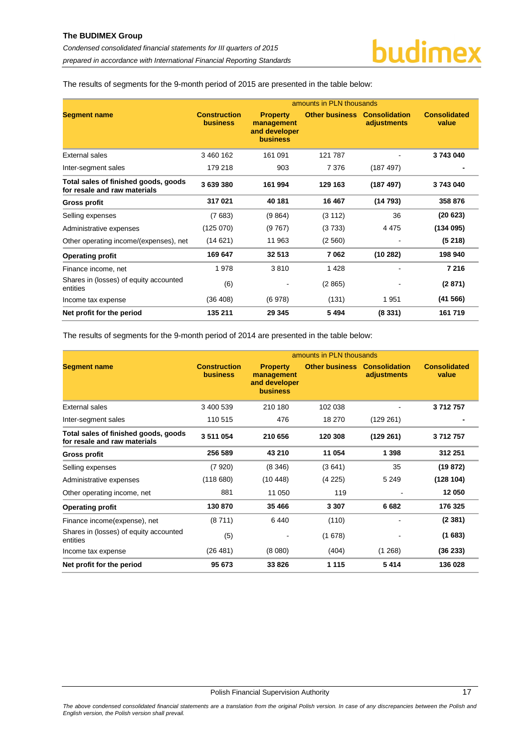The results of segments for the 9-month period of 2015 are presented in the table below:

| Segment name | Construction business | Property management and developer business | Other business | Consolidation adjustments | Consolidated value |
|---|---|---|---|---|---|
| | amounts in PLN thousands | | | | |
| External sales | 3 460 162 | 161 091 | 121 787 | - | **3 743 040** |
| Inter-segment sales | 179 218 | 903 | 7 376 | (187 497) | **-** |
| **Total sales of finished goods, goods for resale and raw materials** | **3 639 380** | **161 994** | **129 163** | **(187 497)** | **3 743 040** |
| **Gross profit** | **317 021** | **40 181** | **16 467** | **(14 793)** | **358 876** |
| Selling expenses | (7 683) | (9 864) | (3 112) | 36 | **(20 623)** |
| Administrative expenses | (125 070) | (9 767) | (3 733) | 4 475 | **(134 095)** |
| Other operating income/(expenses), net | (14 621) | 11 963 | (2 560) | - | **(5 218)** |
| **Operating profit** | **169 647** | **32 513** | **7 062** | **(10 282)** | **198 940** |
| Finance income, net | 1 978 | 3 810 | 1 428 | - | **7 216** |
| Shares in (losses) of equity accounted entities | (6) | - | (2 865) | - | **(2 871)** |
| Income tax expense | (36 408) | (6 978) | (131) | 1 951 | **(41 566)** |
| **Net profit for the period** | **135 211** | **29 345** | **5 494** | **(8 331)** | **161 719** |

The results of segments for the 9-month period of 2014 are presented in the table below:

| Segment name | Construction business | Property management and developer business | Other business | Consolidation adjustments | Consolidated value |
|---|---|---|---|---|---|
| | amounts in PLN thousands | | | | |
| External sales | 3 400 539 | 210 180 | 102 038 | - | **3 712 757** |
| Inter-segment sales | 110 515 | 476 | 18 270 | (129 261) | **-** |
| **Total sales of finished goods, goods for resale and raw materials** | **3 511 054** | **210 656** | **120 308** | **(129 261)** | **3 712 757** |
| **Gross profit** | **256 589** | **43 210** | **11 054** | **1 398** | **312 251** |
| Selling expenses | (7 920) | (8 346) | (3 641) | 35 | **(19 872)** |
| Administrative expenses | (118 680) | (10 448) | (4 225) | 5 249 | **(128 104)** |
| Other operating income, net | 881 | 11 050 | 119 | - | **12 050** |
| **Operating profit** | **130 870** | **35 466** | **3 307** | **6 682** | **176 325** |
| Finance income(expense), net | (8 711) | 6 440 | (110) | - | **(2 381)** |
| Shares in (losses) of equity accounted entities | (5) | - | (1 678) | - | **(1 683)** |
| Income tax expense | (26 481) | (8 080) | (404) | (1 268) | **(36 233)** |
| **Net profit for the period** | **95 673** | **33 826** | **1 115** | **5 414** | **136 028** |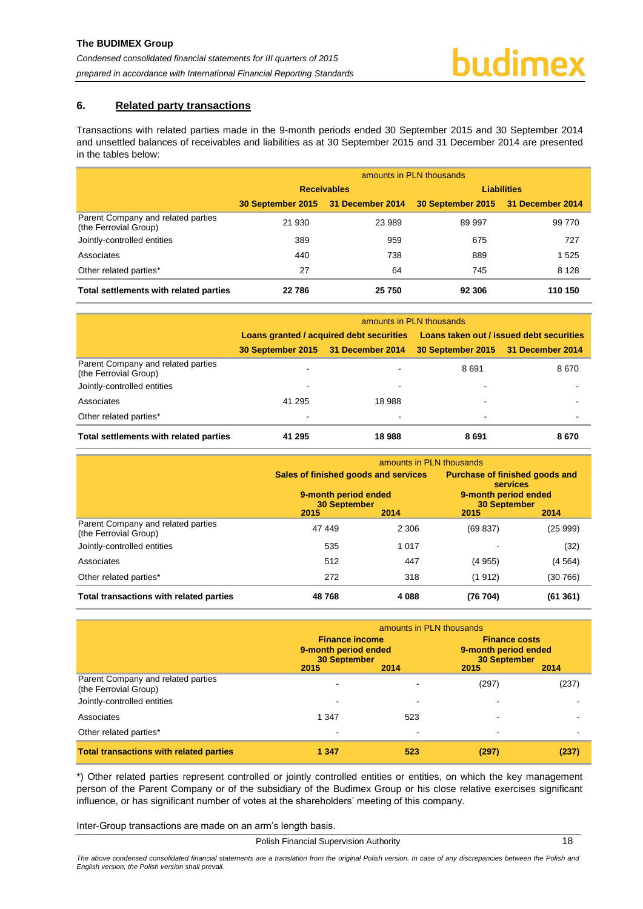## 6. Related party transactions

Transactions with related parties made in the 9-month periods ended 30 September 2015 and 30 September 2014 and unsettled balances of receivables and liabilities as at 30 September 2015 and 31 December 2014 are presented in the tables below:

| | amounts in PLN thousands | | | |
|---|---|---|---|---|
| | **Receivables** | | **Liabilities** | |
| | **30 September 2015** | **31 December 2014** | **30 September 2015** | **31 December 2014** |
| Parent Company and related parties (the Ferrovial Group) | 21 930 | 23 989 | 89 997 | 99 770 |
| Jointly-controlled entities | 389 | 959 | 675 | 727 |
| Associates | 440 | 738 | 889 | 1 525 |
| Other related parties* | 27 | 64 | 745 | 8 128 |
| **Total settlements with related parties** | **22 786** | **25 750** | **92 306** | **110 150** |

| | amounts in PLN thousands | | | |
|---|---|---|---|---|
| | **Loans granted / acquired debt securities** | | **Loans taken out / issued debt securities** | |
| | **30 September 2015** | **31 December 2014** | **30 September 2015** | **31 December 2014** |
| Parent Company and related parties (the Ferrovial Group) | - | - | 8 691 | 8 670 |
| Jointly-controlled entities | - | - | - | - |
| Associates | 41 295 | 18 988 | - | - |
| Other related parties* | - | - | - | - |
| **Total settlements with related parties** | **41 295** | **18 988** | **8 691** | **8 670** |

| | amounts in PLN thousands | | | |
|---|---|---|---|---|
| | **Sales of finished goods and services** | | **Purchase of finished goods and services** | |
| | **9-month period ended 30 September** | | **9-month period ended 30 September** | |
| | **2015** | **2014** | **2015** | **2014** |
| Parent Company and related parties (the Ferrovial Group) | 47 449 | 2 306 | (69 837) | (25 999) |
| Jointly-controlled entities | 535 | 1 017 | - | (32) |
| Associates | 512 | 447 | (4 955) | (4 564) |
| Other related parties* | 272 | 318 | (1 912) | (30 766) |
| **Total transactions with related parties** | **48 768** | **4 088** | **(76 704)** | **(61 361)** |

| | amounts in PLN thousands | | | |
|---|---|---|---|---|
| | **Finance income 9-month period ended 30 September** | | **Finance costs 9-month period ended 30 September** | |
| | **2015** | **2014** | **2015** | **2014** |
| Parent Company and related parties (the Ferrovial Group) | - | - | (297) | (237) |
| Jointly-controlled entities | - | - | - | - |
| Associates | 1 347 | 523 | - | - |
| Other related parties* | - | - | - | - |
| **Total transactions with related parties** | **1 347** | **523** | **(297)** | **(237)** |

*) Other related parties represent controlled or jointly controlled entities or entities, on which the key management person of the Parent Company or of the subsidiary of the Budimex Group or his close relative exercises significant influence, or has significant number of votes at the shareholders' meeting of this company.

Inter-Group transactions are made on an arm's length basis.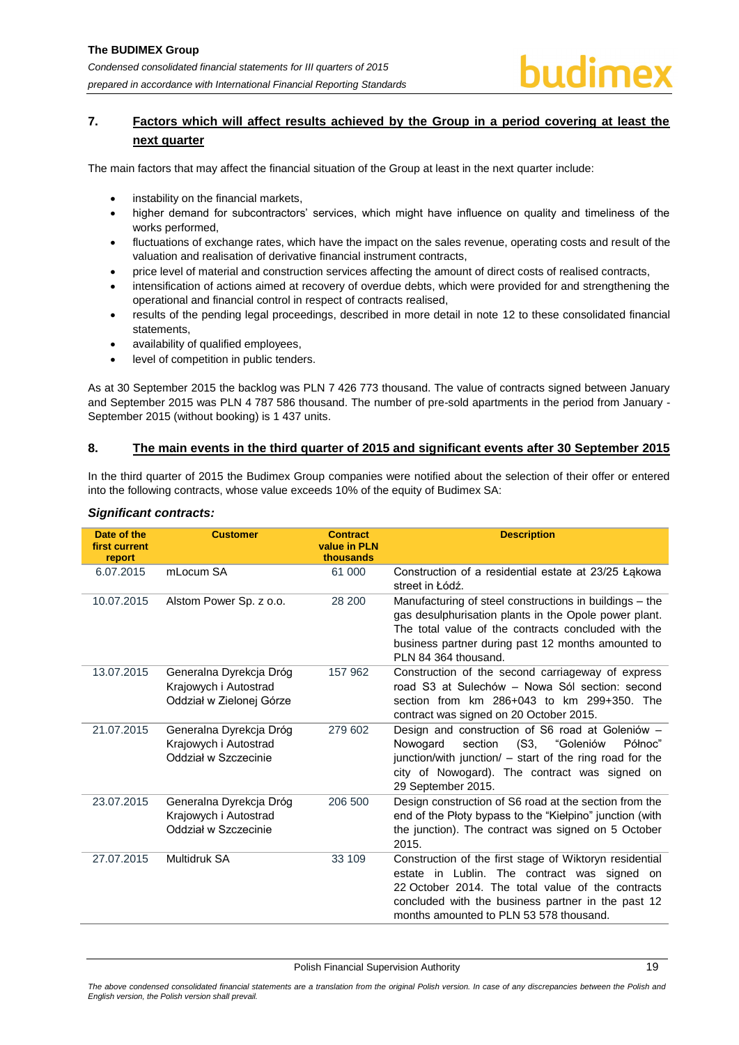## 7. Factors which will affect results achieved by the Group in a period covering at least the next quarter

The main factors that may affect the financial situation of the Group at least in the next quarter include:

- instability on the financial markets,
- higher demand for subcontractors' services, which might have influence on quality and timeliness of the works performed,
- fluctuations of exchange rates, which have the impact on the sales revenue, operating costs and result of the valuation and realisation of derivative financial instrument contracts,
- price level of material and construction services affecting the amount of direct costs of realised contracts,
- intensification of actions aimed at recovery of overdue debts, which were provided for and strengthening the operational and financial control in respect of contracts realised,
- results of the pending legal proceedings, described in more detail in note 12 to these consolidated financial statements,
- availability of qualified employees,
- level of competition in public tenders.

As at 30 September 2015 the backlog was PLN 7 426 773 thousand. The value of contracts signed between January and September 2015 was PLN 4 787 586 thousand. The number of pre-sold apartments in the period from January - September 2015 (without booking) is 1 437 units.

## 8. The main events in the third quarter of 2015 and significant events after 30 September 2015

In the third quarter of 2015 the Budimex Group companies were notified about the selection of their offer or entered into the following contracts, whose value exceeds 10% of the equity of Budimex SA:

***Significant contracts:***

| Date of the first current report | Customer | Contract value in PLN thousands | Description |
|---|---|---|---|
| 6.07.2015 | mLocum SA | 61 000 | Construction of a residential estate at 23/25 Łąkowa street in Łódź. |
| 10.07.2015 | Alstom Power Sp. z o.o. | 28 200 | Manufacturing of steel constructions in buildings – the gas desulphurisation plants in the Opole power plant. The total value of the contracts concluded with the business partner during past 12 months amounted to PLN 84 364 thousand. |
| 13.07.2015 | Generalna Dyrekcja Dróg Krajowych i Autostrad Oddział w Zielonej Górze | 157 962 | Construction of the second carriageway of express road S3 at Sulechów – Nowa Sól section: second section from km 286+043 to km 299+350. The contract was signed on 20 October 2015. |
| 21.07.2015 | Generalna Dyrekcja Dróg Krajowych i Autostrad Oddział w Szczecinie | 279 602 | Design and construction of S6 road at Goleniów – Nowogard section (S3, "Goleniów Północ" junction/with junction/ – start of the ring road for the city of Nowogard). The contract was signed on 29 September 2015. |
| 23.07.2015 | Generalna Dyrekcja Dróg Krajowych i Autostrad Oddział w Szczecinie | 206 500 | Design construction of S6 road at the section from the end of the Płoty bypass to the "Kiełpino" junction (with the junction). The contract was signed on 5 October 2015. |
| 27.07.2015 | Multidruk SA | 33 109 | Construction of the first stage of Wiktoryn residential estate in Lublin. The contract was signed on 22 October 2014. The total value of the contracts concluded with the business partner in the past 12 months amounted to PLN 53 578 thousand. |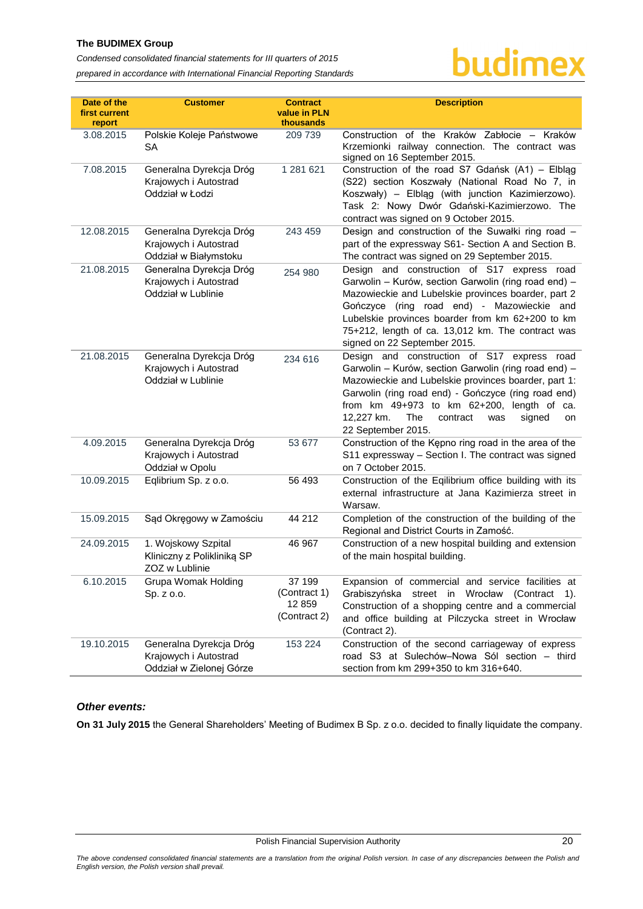| Date of the first current report | Customer | Contract value in PLN thousands | Description |
|---|---|---|---|
| 3.08.2015 | Polskie Koleje Państwowe SA | 209 739 | Construction of the Kraków Zabłocie – Kraków Krzemionki railway connection. The contract was signed on 16 September 2015. |
| 7.08.2015 | Generalna Dyrekcja Dróg Krajowych i Autostrad Oddział w Łodzi | 1 281 621 | Construction of the road S7 Gdańsk (A1) – Elbląg (S22) section Koszwały (National Road No 7, in Koszwały) – Elbląg (with junction Kazimierzowo). Task 2: Nowy Dwór Gdański-Kazimierzowo. The contract was signed on 9 October 2015. |
| 12.08.2015 | Generalna Dyrekcja Dróg Krajowych i Autostrad Oddział w Białymstoku | 243 459 | Design and construction of the Suwałki ring road – part of the expressway S61- Section A and Section B. The contract was signed on 29 September 2015. |
| 21.08.2015 | Generalna Dyrekcja Dróg Krajowych i Autostrad Oddział w Lublinie | 254 980 | Design and construction of S17 express road Garwolin – Kurów, section Garwolin (ring road end) – Mazowieckie and Lubelskie provinces boarder, part 2 Gończyce (ring road end) - Mazowieckie and Lubelskie provinces boarder from km 62+200 to km 75+212, length of ca. 13,012 km. The contract was signed on 22 September 2015. |
| 21.08.2015 | Generalna Dyrekcja Dróg Krajowych i Autostrad Oddział w Lublinie | 234 616 | Design and construction of S17 express road Garwolin – Kurów, section Garwolin (ring road end) – Mazowieckie and Lubelskie provinces boarder, part 1: Garwolin (ring road end) - Gończyce (ring road end) from km 49+973 to km 62+200, length of ca. 12,227 km. The contract was signed on 22 September 2015. |
| 4.09.2015 | Generalna Dyrekcja Dróg Krajowych i Autostrad Oddział w Opolu | 53 677 | Construction of the Kępno ring road in the area of the S11 expressway – Section I. The contract was signed on 7 October 2015. |
| 10.09.2015 | Eqlibrium Sp. z o.o. | 56 493 | Construction of the Eqilibrium office building with its external infrastructure at Jana Kazimierza street in Warsaw. |
| 15.09.2015 | Sąd Okręgowy w Zamościu | 44 212 | Completion of the construction of the building of the Regional and District Courts in Zamość. |
| 24.09.2015 | 1. Wojskowy Szpital Kliniczny z Polikliniką SP ZOZ w Lublinie | 46 967 | Construction of a new hospital building and extension of the main hospital building. |
| 6.10.2015 | Grupa Womak Holding Sp. z o.o. | 37 199 (Contract 1) 12 859 (Contract 2) | Expansion of commercial and service facilities at Grabiszyńska street in Wrocław (Contract 1). Construction of a shopping centre and a commercial and office building at Pilczycka street in Wrocław (Contract 2). |
| 19.10.2015 | Generalna Dyrekcja Dróg Krajowych i Autostrad Oddział w Zielonej Górze | 153 224 | Construction of the second carriageway of express road S3 at Sulechów–Nowa Sól section – third section from km 299+350 to km 316+640. |

***Other events:***

**On 31 July 2015** the General Shareholders' Meeting of Budimex B Sp. z o.o. decided to finally liquidate the company.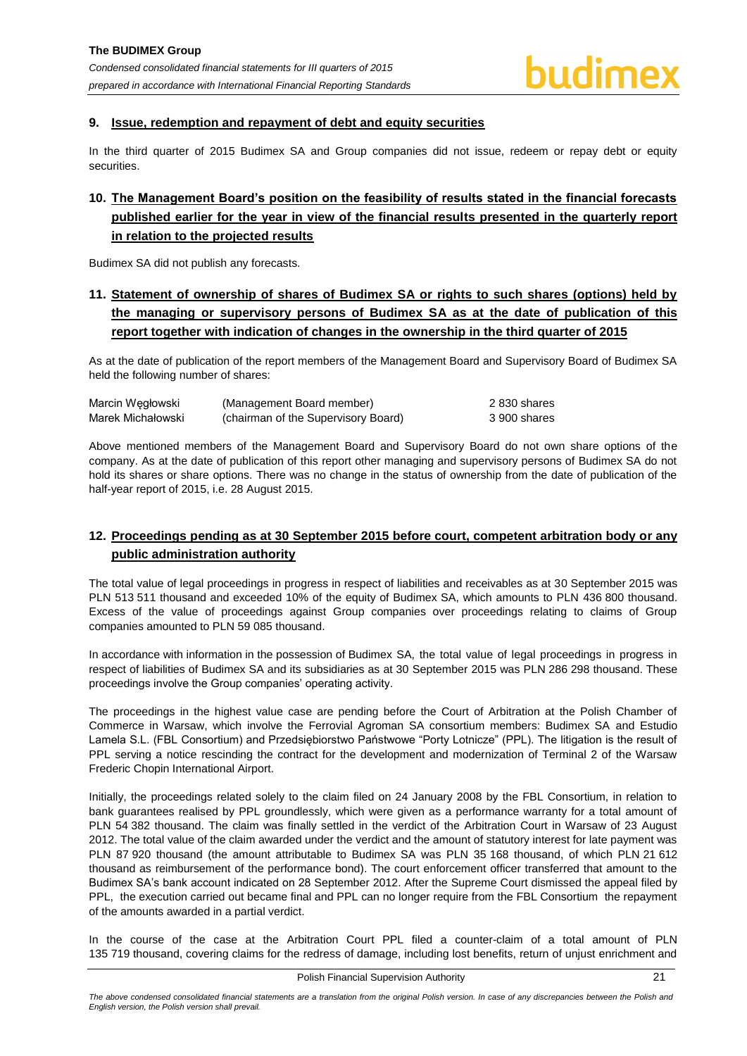## 9. Issue, redemption and repayment of debt and equity securities

In the third quarter of 2015 Budimex SA and Group companies did not issue, redeem or repay debt or equity securities.

## 10. The Management Board's position on the feasibility of results stated in the financial forecasts published earlier for the year in view of the financial results presented in the quarterly report in relation to the projected results

Budimex SA did not publish any forecasts.

## 11. Statement of ownership of shares of Budimex SA or rights to such shares (options) held by the managing or supervisory persons of Budimex SA as at the date of publication of this report together with indication of changes in the ownership in the third quarter of 2015

As at the date of publication of the report members of the Management Board and Supervisory Board of Budimex SA held the following number of shares:

| | | |
|---|---|---|
| Marcin Węgłowski | (Management Board member) | 2 830 shares |
| Marek Michałowski | (chairman of the Supervisory Board) | 3 900 shares |

Above mentioned members of the Management Board and Supervisory Board do not own share options of the company. As at the date of publication of this report other managing and supervisory persons of Budimex SA do not hold its shares or share options. There was no change in the status of ownership from the date of publication of the half-year report of 2015, i.e. 28 August 2015.

## 12. Proceedings pending as at 30 September 2015 before court, competent arbitration body or any public administration authority

The total value of legal proceedings in progress in respect of liabilities and receivables as at 30 September 2015 was PLN 513 511 thousand and exceeded 10% of the equity of Budimex SA, which amounts to PLN 436 800 thousand. Excess of the value of proceedings against Group companies over proceedings relating to claims of Group companies amounted to PLN 59 085 thousand.

In accordance with information in the possession of Budimex SA, the total value of legal proceedings in progress in respect of liabilities of Budimex SA and its subsidiaries as at 30 September 2015 was PLN 286 298 thousand. These proceedings involve the Group companies' operating activity.

The proceedings in the highest value case are pending before the Court of Arbitration at the Polish Chamber of Commerce in Warsaw, which involve the Ferrovial Agroman SA consortium members: Budimex SA and Estudio Lamela S.L. (FBL Consortium) and Przedsiębiorstwo Państwowe "Porty Lotnicze" (PPL). The litigation is the result of PPL serving a notice rescinding the contract for the development and modernization of Terminal 2 of the Warsaw Frederic Chopin International Airport.

Initially, the proceedings related solely to the claim filed on 24 January 2008 by the FBL Consortium, in relation to bank guarantees realised by PPL groundlessly, which were given as a performance warranty for a total amount of PLN 54 382 thousand. The claim was finally settled in the verdict of the Arbitration Court in Warsaw of 23 August 2012. The total value of the claim awarded under the verdict and the amount of statutory interest for late payment was PLN 87 920 thousand (the amount attributable to Budimex SA was PLN 35 168 thousand, of which PLN 21 612 thousand as reimbursement of the performance bond). The court enforcement officer transferred that amount to the Budimex SA's bank account indicated on 28 September 2012. After the Supreme Court dismissed the appeal filed by PPL, the execution carried out became final and PPL can no longer require from the FBL Consortium the repayment of the amounts awarded in a partial verdict.

In the course of the case at the Arbitration Court PPL filed a counter-claim of a total amount of PLN 135 719 thousand, covering claims for the redress of damage, including lost benefits, return of unjust enrichment and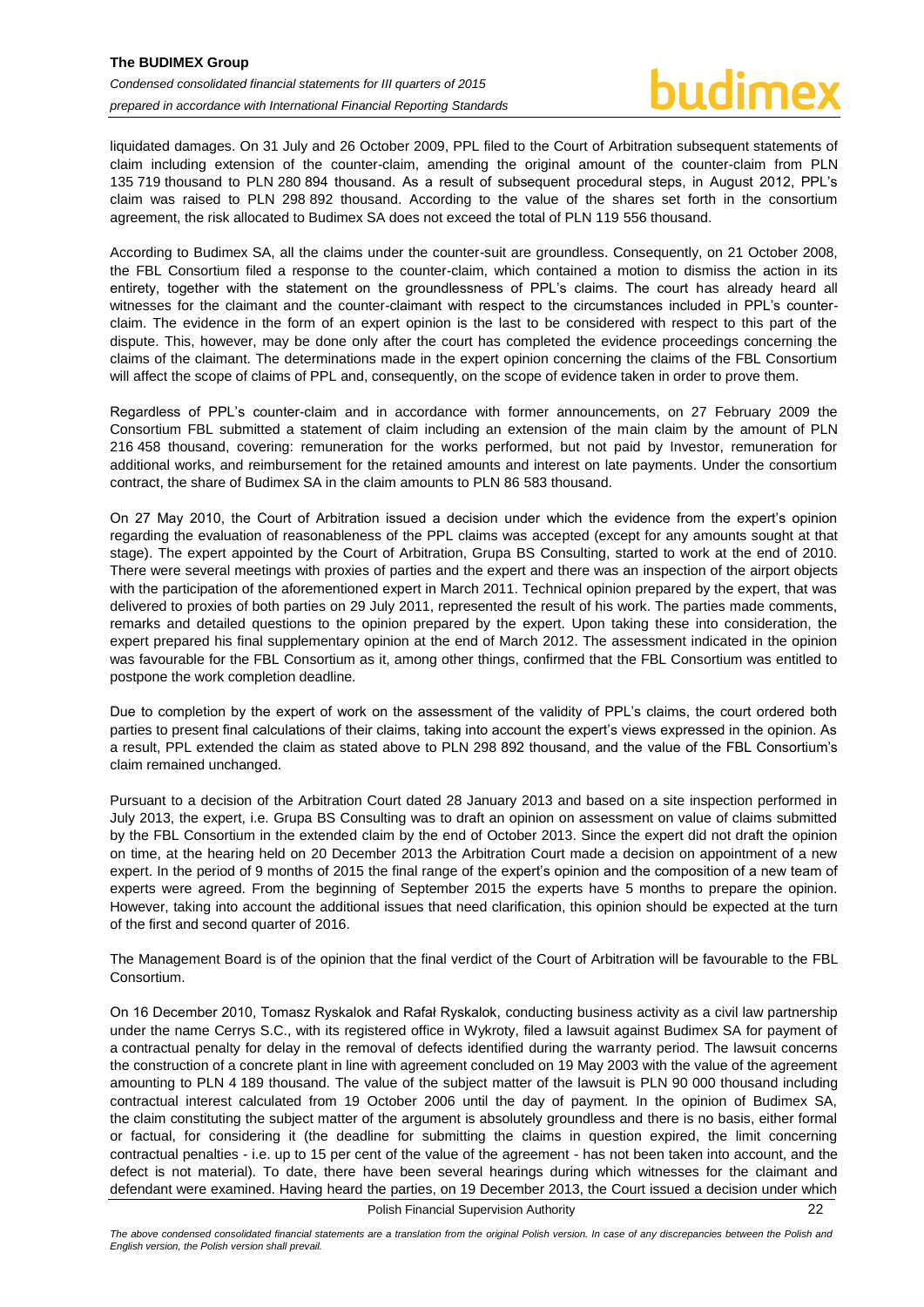liquidated damages. On 31 July and 26 October 2009, PPL filed to the Court of Arbitration subsequent statements of claim including extension of the counter-claim, amending the original amount of the counter-claim from PLN 135 719 thousand to PLN 280 894 thousand. As a result of subsequent procedural steps, in August 2012, PPL's claim was raised to PLN 298 892 thousand. According to the value of the shares set forth in the consortium agreement, the risk allocated to Budimex SA does not exceed the total of PLN 119 556 thousand.

According to Budimex SA, all the claims under the counter-suit are groundless. Consequently, on 21 October 2008, the FBL Consortium filed a response to the counter-claim, which contained a motion to dismiss the action in its entirety, together with the statement on the groundlessness of PPL's claims. The court has already heard all witnesses for the claimant and the counter-claimant with respect to the circumstances included in PPL's counter-claim. The evidence in the form of an expert opinion is the last to be considered with respect to this part of the dispute. This, however, may be done only after the court has completed the evidence proceedings concerning the claims of the claimant. The determinations made in the expert opinion concerning the claims of the FBL Consortium will affect the scope of claims of PPL and, consequently, on the scope of evidence taken in order to prove them.

Regardless of PPL's counter-claim and in accordance with former announcements, on 27 February 2009 the Consortium FBL submitted a statement of claim including an extension of the main claim by the amount of PLN 216 458 thousand, covering: remuneration for the works performed, but not paid by Investor, remuneration for additional works, and reimbursement for the retained amounts and interest on late payments. Under the consortium contract, the share of Budimex SA in the claim amounts to PLN 86 583 thousand.

On 27 May 2010, the Court of Arbitration issued a decision under which the evidence from the expert's opinion regarding the evaluation of reasonableness of the PPL claims was accepted (except for any amounts sought at that stage). The expert appointed by the Court of Arbitration, Grupa BS Consulting, started to work at the end of 2010. There were several meetings with proxies of parties and the expert and there was an inspection of the airport objects with the participation of the aforementioned expert in March 2011. Technical opinion prepared by the expert, that was delivered to proxies of both parties on 29 July 2011, represented the result of his work. The parties made comments, remarks and detailed questions to the opinion prepared by the expert. Upon taking these into consideration, the expert prepared his final supplementary opinion at the end of March 2012. The assessment indicated in the opinion was favourable for the FBL Consortium as it, among other things, confirmed that the FBL Consortium was entitled to postpone the work completion deadline.

Due to completion by the expert of work on the assessment of the validity of PPL's claims, the court ordered both parties to present final calculations of their claims, taking into account the expert's views expressed in the opinion. As a result, PPL extended the claim as stated above to PLN 298 892 thousand, and the value of the FBL Consortium's claim remained unchanged.

Pursuant to a decision of the Arbitration Court dated 28 January 2013 and based on a site inspection performed in July 2013, the expert, i.e. Grupa BS Consulting was to draft an opinion on assessment on value of claims submitted by the FBL Consortium in the extended claim by the end of October 2013. Since the expert did not draft the opinion on time, at the hearing held on 20 December 2013 the Arbitration Court made a decision on appointment of a new expert. In the period of 9 months of 2015 the final range of the expert's opinion and the composition of a new team of experts were agreed. From the beginning of September 2015 the experts have 5 months to prepare the opinion. However, taking into account the additional issues that need clarification, this opinion should be expected at the turn of the first and second quarter of 2016.

The Management Board is of the opinion that the final verdict of the Court of Arbitration will be favourable to the FBL Consortium.

On 16 December 2010, Tomasz Ryskalok and Rafał Ryskalok, conducting business activity as a civil law partnership under the name Cerrys S.C., with its registered office in Wykroty, filed a lawsuit against Budimex SA for payment of a contractual penalty for delay in the removal of defects identified during the warranty period. The lawsuit concerns the construction of a concrete plant in line with agreement concluded on 19 May 2003 with the value of the agreement amounting to PLN 4 189 thousand. The value of the subject matter of the lawsuit is PLN 90 000 thousand including contractual interest calculated from 19 October 2006 until the day of payment. In the opinion of Budimex SA, the claim constituting the subject matter of the argument is absolutely groundless and there is no basis, either formal or factual, for considering it (the deadline for submitting the claims in question expired, the limit concerning contractual penalties - i.e. up to 15 per cent of the value of the agreement - has not been taken into account, and the defect is not material). To date, there have been several hearings during which witnesses for the claimant and defendant were examined. Having heard the parties, on 19 December 2013, the Court issued a decision under which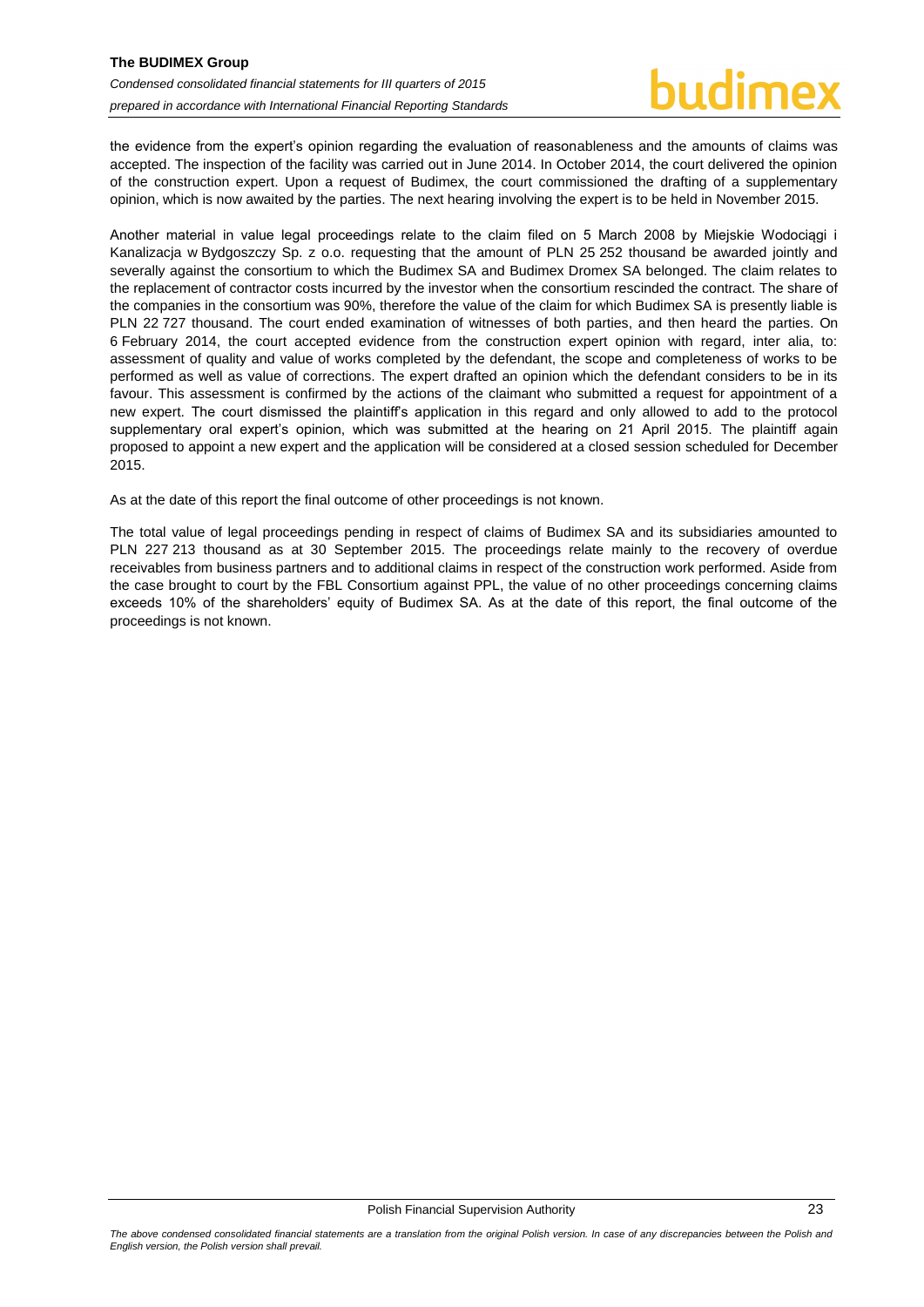the evidence from the expert's opinion regarding the evaluation of reasonableness and the amounts of claims was accepted. The inspection of the facility was carried out in June 2014. In October 2014, the court delivered the opinion of the construction expert. Upon a request of Budimex, the court commissioned the drafting of a supplementary opinion, which is now awaited by the parties. The next hearing involving the expert is to be held in November 2015.

Another material in value legal proceedings relate to the claim filed on 5 March 2008 by Miejskie Wodociągi i Kanalizacja w Bydgoszczy Sp. z o.o. requesting that the amount of PLN 25 252 thousand be awarded jointly and severally against the consortium to which the Budimex SA and Budimex Dromex SA belonged. The claim relates to the replacement of contractor costs incurred by the investor when the consortium rescinded the contract. The share of the companies in the consortium was 90%, therefore the value of the claim for which Budimex SA is presently liable is PLN 22 727 thousand. The court ended examination of witnesses of both parties, and then heard the parties. On 6 February 2014, the court accepted evidence from the construction expert opinion with regard, inter alia, to: assessment of quality and value of works completed by the defendant, the scope and completeness of works to be performed as well as value of corrections. The expert drafted an opinion which the defendant considers to be in its favour. This assessment is confirmed by the actions of the claimant who submitted a request for appointment of a new expert. The court dismissed the plaintiff's application in this regard and only allowed to add to the protocol supplementary oral expert's opinion, which was submitted at the hearing on 21 April 2015. The plaintiff again proposed to appoint a new expert and the application will be considered at a closed session scheduled for December 2015.

As at the date of this report the final outcome of other proceedings is not known.

The total value of legal proceedings pending in respect of claims of Budimex SA and its subsidiaries amounted to PLN 227 213 thousand as at 30 September 2015. The proceedings relate mainly to the recovery of overdue receivables from business partners and to additional claims in respect of the construction work performed. Aside from the case brought to court by the FBL Consortium against PPL, the value of no other proceedings concerning claims exceeds 10% of the shareholders' equity of Budimex SA. As at the date of this report, the final outcome of the proceedings is not known.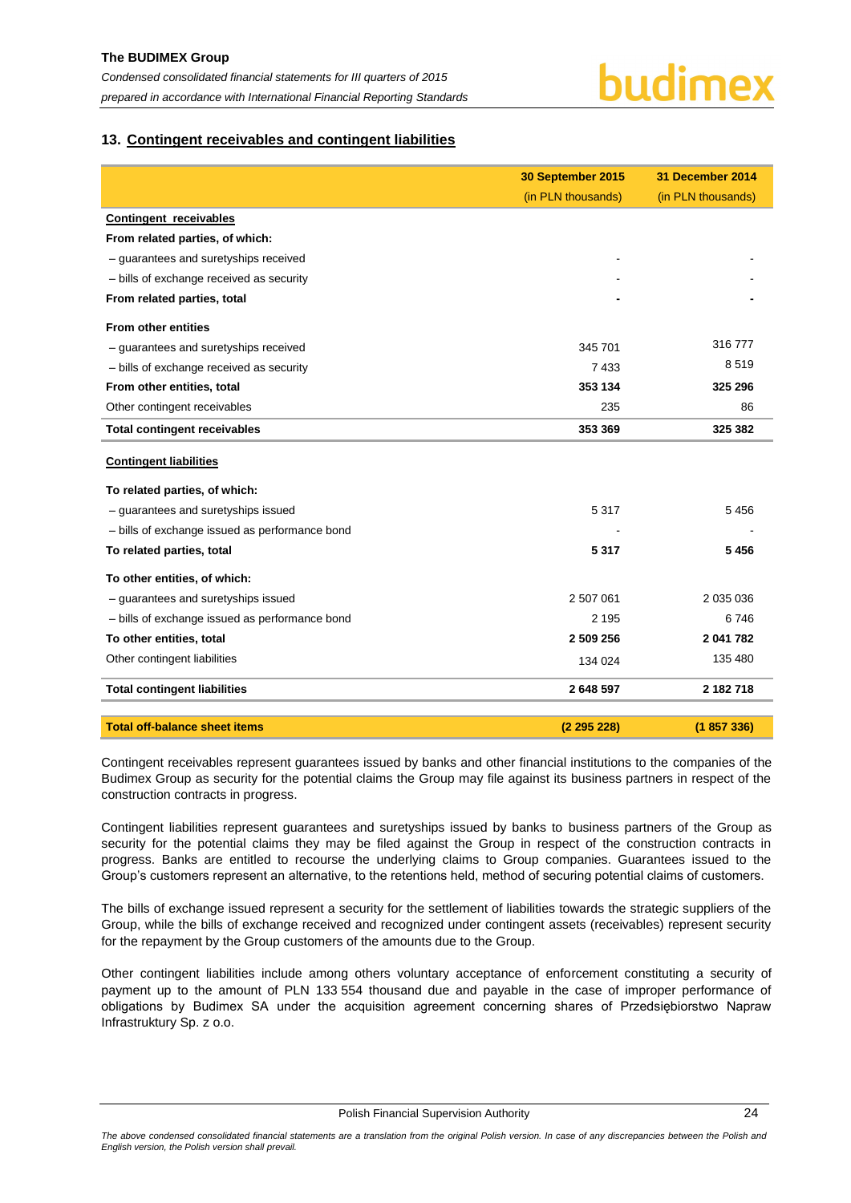## 13. Contingent receivables and contingent liabilities

| | 30 September 2015 (in PLN thousands) | 31 December 2014 (in PLN thousands) |
|---|---|---|
| **Contingent receivables** | | |
| **From related parties, of which:** | | |
| – guarantees and suretyships received | - | - |
| – bills of exchange received as security | - | - |
| **From related parties, total** | **-** | **-** |
| **From other entities** | | |
| – guarantees and suretyships received | 345 701 | 316 777 |
| – bills of exchange received as security | 7 433 | 8 519 |
| **From other entities, total** | **353 134** | **325 296** |
| Other contingent receivables | 235 | 86 |
| **Total contingent receivables** | **353 369** | **325 382** |
| **Contingent liabilities** | | |
| **To related parties, of which:** | | |
| – guarantees and suretyships issued | 5 317 | 5 456 |
| – bills of exchange issued as performance bond | - | - |
| **To related parties, total** | **5 317** | **5 456** |
| **To other entities, of which:** | | |
| – guarantees and suretyships issued | 2 507 061 | 2 035 036 |
| – bills of exchange issued as performance bond | 2 195 | 6 746 |
| **To other entities, total** | **2 509 256** | **2 041 782** |
| Other contingent liabilities | 134 024 | 135 480 |
| **Total contingent liabilities** | **2 648 597** | **2 182 718** |
| **Total off-balance sheet items** | **(2 295 228)** | **(1 857 336)** |

Contingent receivables represent guarantees issued by banks and other financial institutions to the companies of the Budimex Group as security for the potential claims the Group may file against its business partners in respect of the construction contracts in progress.

Contingent liabilities represent guarantees and suretyships issued by banks to business partners of the Group as security for the potential claims they may be filed against the Group in respect of the construction contracts in progress. Banks are entitled to recourse the underlying claims to Group companies. Guarantees issued to the Group's customers represent an alternative, to the retentions held, method of securing potential claims of customers.

The bills of exchange issued represent a security for the settlement of liabilities towards the strategic suppliers of the Group, while the bills of exchange received and recognized under contingent assets (receivables) represent security for the repayment by the Group customers of the amounts due to the Group.

Other contingent liabilities include among others voluntary acceptance of enforcement constituting a security of payment up to the amount of PLN 133 554 thousand due and payable in the case of improper performance of obligations by Budimex SA under the acquisition agreement concerning shares of Przedsiębiorstwo Napraw Infrastruktury Sp. z o.o.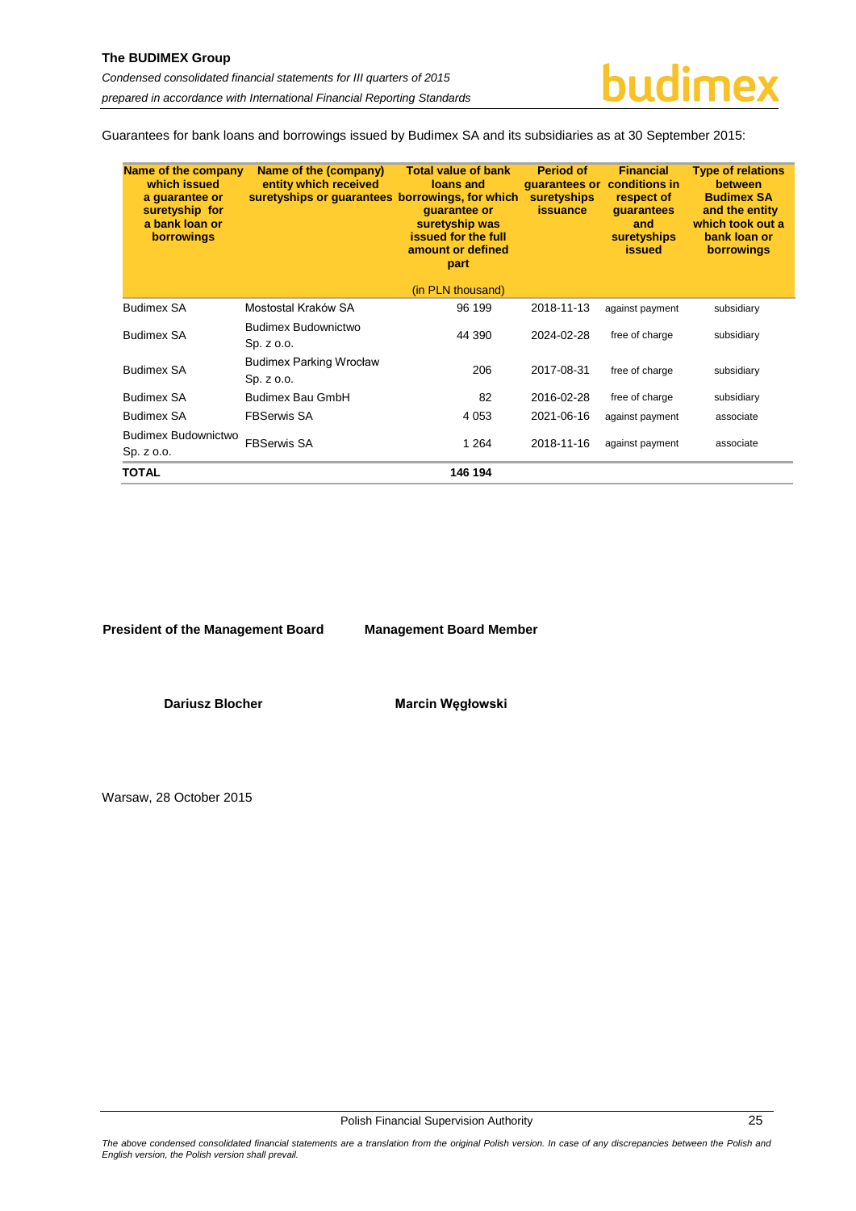Guarantees for bank loans and borrowings issued by Budimex SA and its subsidiaries as at 30 September 2015:

| Name of the company which issued a guarantee or suretyship for a bank loan or borrowings | Name of the (company) entity which received suretyships or guarantees | Total value of bank loans and borrowings, for which guarantee or suretyship was issued for the full amount or defined part (in PLN thousand) | Period of guarantees or suretyships issuance | Financial conditions in respect of guarantees and suretyships issued | Type of relations between Budimex SA and the entity which took out a bank loan or borrowings |
|---|---|---|---|---|---|
| Budimex SA | Mostostal Kraków SA | 96 199 | 2018-11-13 | against payment | subsidiary |
| Budimex SA | Budimex Budownictwo Sp. z o.o. | 44 390 | 2024-02-28 | free of charge | subsidiary |
| Budimex SA | Budimex Parking Wrocław Sp. z o.o. | 206 | 2017-08-31 | free of charge | subsidiary |
| Budimex SA | Budimex Bau GmbH | 82 | 2016-02-28 | free of charge | subsidiary |
| Budimex SA | FBSerwis SA | 4 053 | 2021-06-16 | against payment | associate |
| Budimex Budownictwo Sp. z o.o. | FBSerwis SA | 1 264 | 2018-11-16 | against payment | associate |
| **TOTAL** | | **146 194** | | | |

**President of the Management Board** **Management Board Member**

**Dariusz Blocher** **Marcin Węgłowski**

Warsaw, 28 October 2015